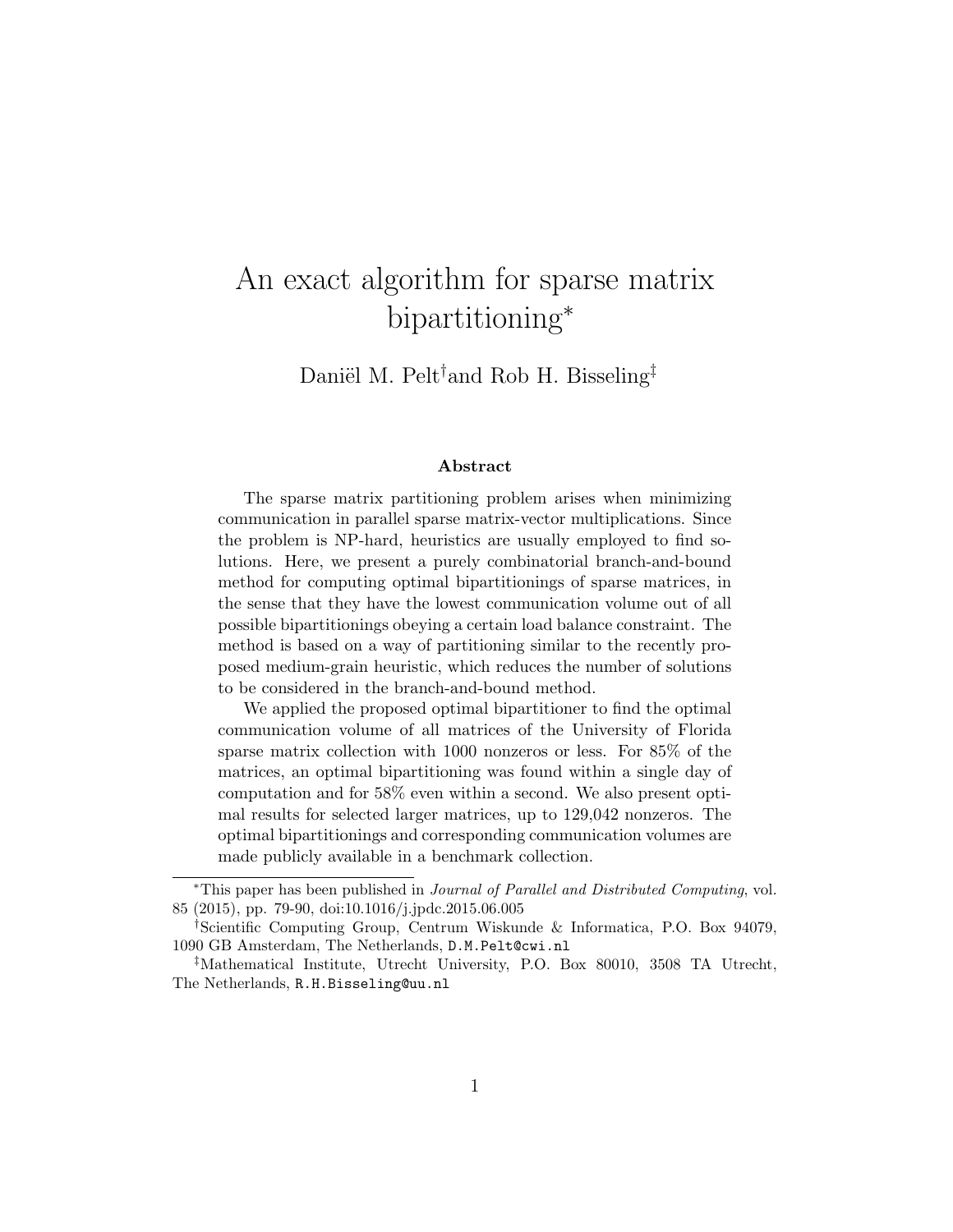# An exact algorithm for sparse matrix bipartitioning*

Daniël M. Pelt[†] and Rob H. Bisseling[‡]

### Abstract

The sparse matrix partitioning problem arises when minimizing communication in parallel sparse matrix-vector multiplications. Since the problem is NP-hard, heuristics are usually employed to find solutions. Here, we present a purely combinatorial branch-and-bound method for computing optimal bipartitionings of sparse matrices, in the sense that they have the lowest communication volume out of all possible bipartitionings obeying a certain load balance constraint. The method is based on a way of partitioning similar to the recently proposed medium-grain heuristic, which reduces the number of solutions to be considered in the branch-and-bound method.

We applied the proposed optimal bipartitioner to find the optimal communication volume of all matrices of the University of Florida sparse matrix collection with 1000 nonzeros or less. For 85% of the matrices, an optimal bipartitioning was found within a single day of computation and for 58% even within a second. We also present optimal results for selected larger matrices, up to 129,042 nonzeros. The optimal bipartitionings and corresponding communication volumes are made publicly available in a benchmark collection.

---

*This paper has been published in *Journal of Parallel and Distributed Computing*, vol. 85 (2015), pp. 79-90, doi:10.1016/j.jpdc.2015.06.005

[†]Scientific Computing Group, Centrum Wiskunde & Informatica, P.O. Box 94079, 1090 GB Amsterdam, The Netherlands, `D.M.Pelt@cwi.nl`

[‡]Mathematical Institute, Utrecht University, P.O. Box 80010, 3508 TA Utrecht, The Netherlands, `R.H.Bisseling@uu.nl`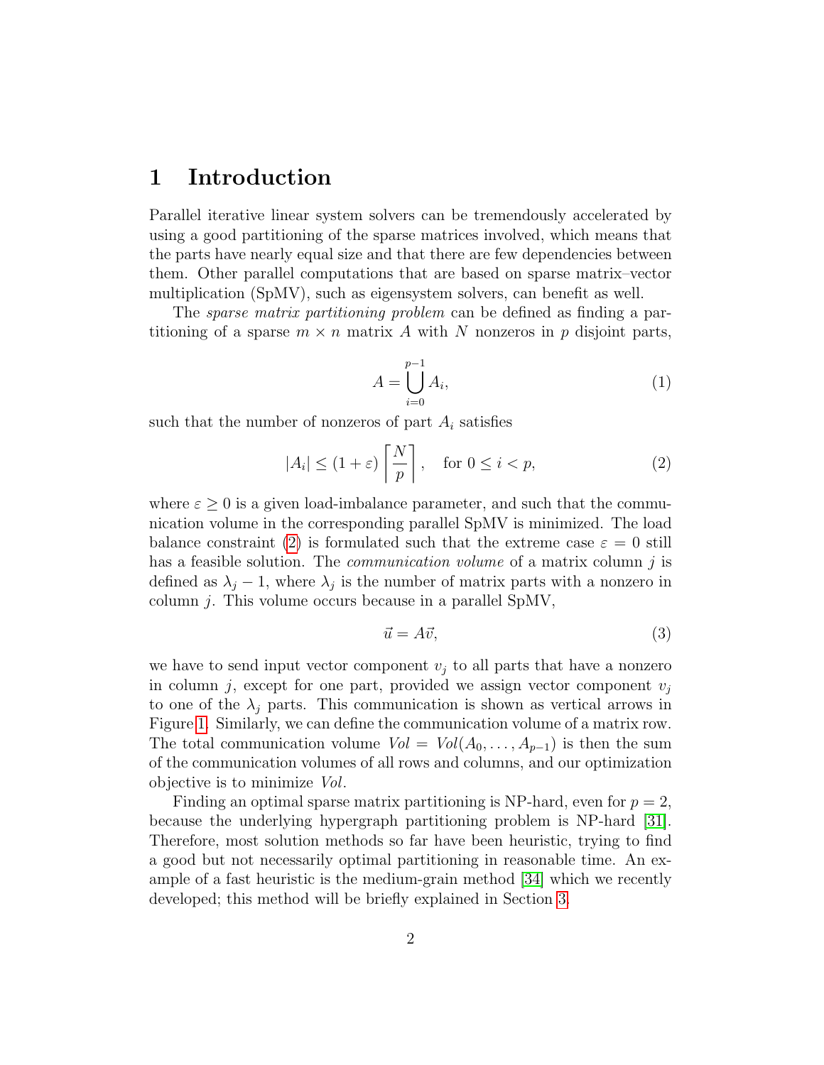# 1 Introduction

Parallel iterative linear system solvers can be tremendously accelerated by using a good partitioning of the sparse matrices involved, which means that the parts have nearly equal size and that there are few dependencies between them. Other parallel computations that are based on sparse matrix–vector multiplication (SpMV), such as eigensystem solvers, can benefit as well.

The *sparse matrix partitioning problem* can be defined as finding a partitioning of a sparse $m \times n$ matrix $A$ with $N$ nonzeros in $p$ disjoint parts,

$$A = \bigcup_{i=0}^{p-1} A_i, \tag{1}$$

such that the number of nonzeros of part $A_i$ satisfies

$$|A_i| \leq (1+\varepsilon) \left\lceil \frac{N}{p} \right\rceil, \quad \text{for } 0 \leq i < p, \tag{2}$$

where $\varepsilon \geq 0$ is a given load-imbalance parameter, and such that the communication volume in the corresponding parallel SpMV is minimized. The load balance constraint (2) is formulated such that the extreme case $\varepsilon = 0$ still has a feasible solution. The *communication volume* of a matrix column $j$ is defined as $\lambda_j - 1$, where $\lambda_j$ is the number of matrix parts with a nonzero in column $j$. This volume occurs because in a parallel SpMV,

$$\vec{u} = A\vec{v}, \tag{3}$$

we have to send input vector component $v_j$ to all parts that have a nonzero in column $j$, except for one part, provided we assign vector component $v_j$ to one of the $\lambda_j$ parts. This communication is shown as vertical arrows in Figure 1. Similarly, we can define the communication volume of a matrix row. The total communication volume $Vol = Vol(A_0, \ldots, A_{p-1})$ is then the sum of the communication volumes of all rows and columns, and our optimization objective is to minimize $Vol$.

Finding an optimal sparse matrix partitioning is NP-hard, even for $p = 2$, because the underlying hypergraph partitioning problem is NP-hard [31]. Therefore, most solution methods so far have been heuristic, trying to find a good but not necessarily optimal partitioning in reasonable time. An example of a fast heuristic is the medium-grain method [34] which we recently developed; this method will be briefly explained in Section 3.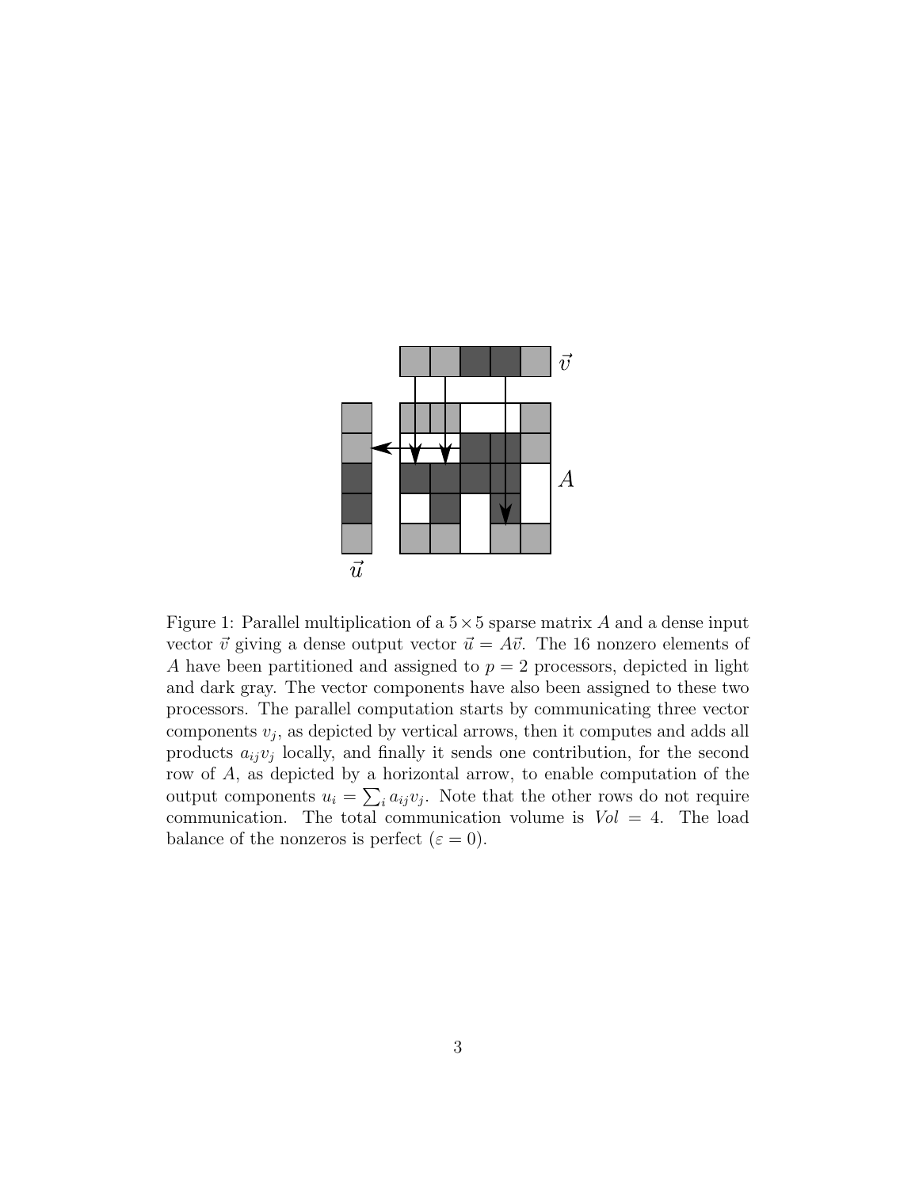Figure 1: Parallel multiplication of a $5 \times 5$ sparse matrix $A$ and a dense input vector $\vec{v}$ giving a dense output vector $\vec{u} = A\vec{v}$. The 16 nonzero elements of $A$ have been partitioned and assigned to $p = 2$ processors, depicted in light and dark gray. The vector components have also been assigned to these two processors. The parallel computation starts by communicating three vector components $v_j$, as depicted by vertical arrows, then it computes and adds all products $a_{ij}v_j$ locally, and finally it sends one contribution, for the second row of $A$, as depicted by a horizontal arrow, to enable computation of the output components $u_i = \sum_i a_{ij}v_j$. Note that the other rows do not require communication. The total communication volume is $Vol = 4$. The load balance of the nonzeros is perfect ($\varepsilon = 0$).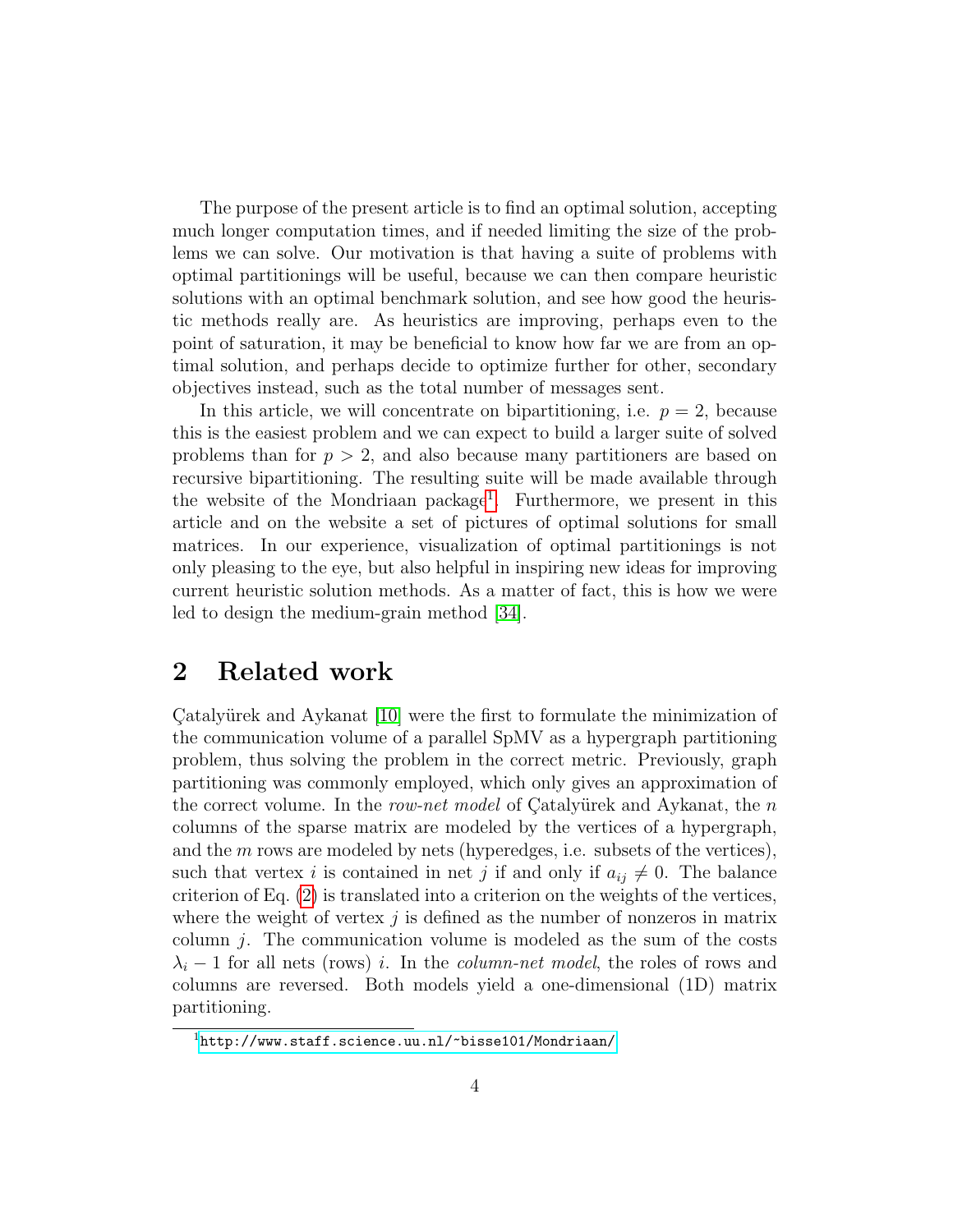The purpose of the present article is to find an optimal solution, accepting much longer computation times, and if needed limiting the size of the problems we can solve. Our motivation is that having a suite of problems with optimal partitionings will be useful, because we can then compare heuristic solutions with an optimal benchmark solution, and see how good the heuristic methods really are. As heuristics are improving, perhaps even to the point of saturation, it may be beneficial to know how far we are from an optimal solution, and perhaps decide to optimize further for other, secondary objectives instead, such as the total number of messages sent.

In this article, we will concentrate on bipartitioning, i.e. $p = 2$, because this is the easiest problem and we can expect to build a larger suite of solved problems than for $p > 2$, and also because many partitioners are based on recursive bipartitioning. The resulting suite will be made available through the website of the Mondriaan package[1]. Furthermore, we present in this article and on the website a set of pictures of optimal solutions for small matrices. In our experience, visualization of optimal partitionings is not only pleasing to the eye, but also helpful in inspiring new ideas for improving current heuristic solution methods. As a matter of fact, this is how we were led to design the medium-grain method [34].

## 2 Related work

Çatalyürek and Aykanat [10] were the first to formulate the minimization of the communication volume of a parallel SpMV as a hypergraph partitioning problem, thus solving the problem in the correct metric. Previously, graph partitioning was commonly employed, which only gives an approximation of the correct volume. In the *row-net model* of Çatalyürek and Aykanat, the $n$ columns of the sparse matrix are modeled by the vertices of a hypergraph, and the $m$ rows are modeled by nets (hyperedges, i.e. subsets of the vertices), such that vertex $i$ is contained in net $j$ if and only if $a_{ij} \neq 0$. The balance criterion of Eq. (2) is translated into a criterion on the weights of the vertices, where the weight of vertex $j$ is defined as the number of nonzeros in matrix column $j$. The communication volume is modeled as the sum of the costs $\lambda_i - 1$ for all nets (rows) $i$. In the *column-net model*, the roles of rows and columns are reversed. Both models yield a one-dimensional (1D) matrix partitioning.

[1] http://www.staff.science.uu.nl/~bisse101/Mondriaan/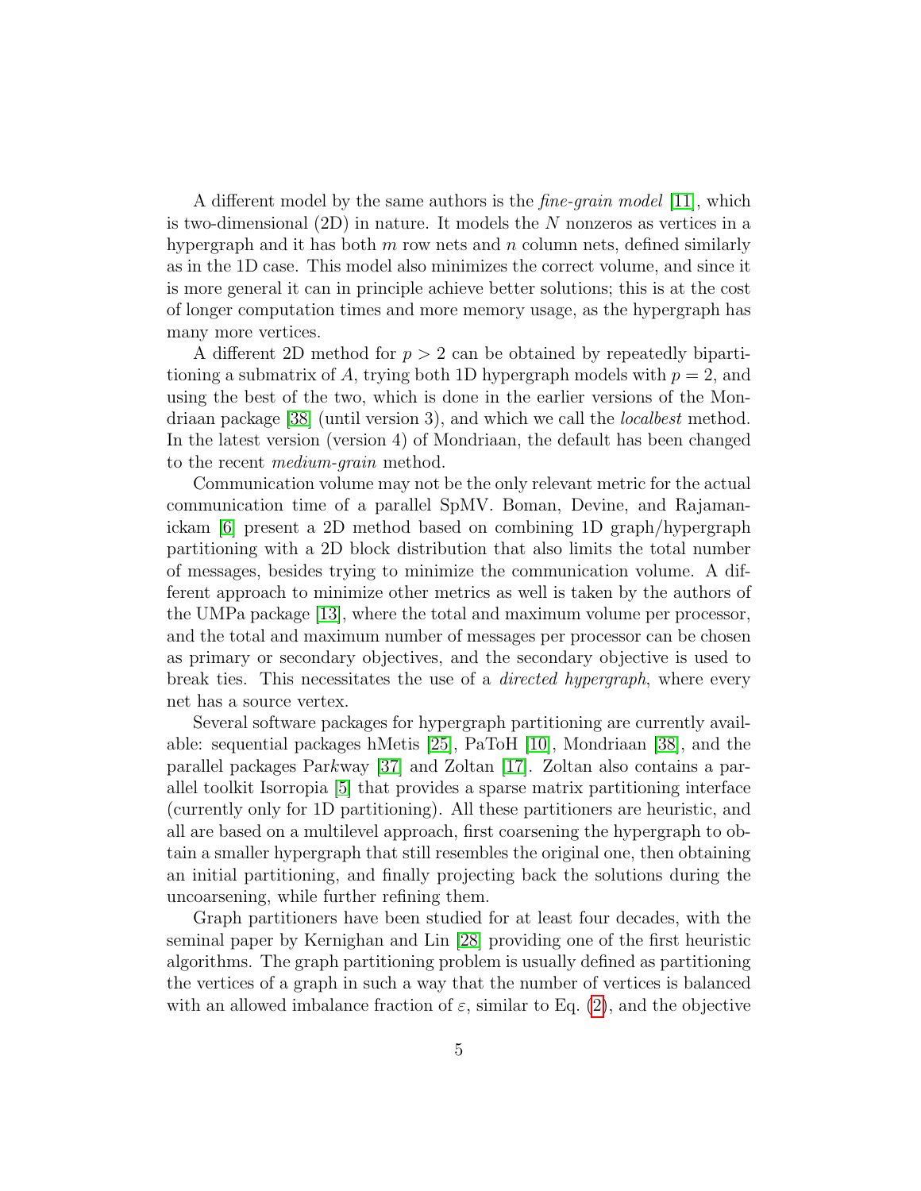A different model by the same authors is the *fine-grain model* [11], which is two-dimensional (2D) in nature. It models the $N$ nonzeros as vertices in a hypergraph and it has both $m$ row nets and $n$ column nets, defined similarly as in the 1D case. This model also minimizes the correct volume, and since it is more general it can in principle achieve better solutions; this is at the cost of longer computation times and more memory usage, as the hypergraph has many more vertices.

A different 2D method for $p > 2$ can be obtained by repeatedly bipartitioning a submatrix of $A$, trying both 1D hypergraph models with $p = 2$, and using the best of the two, which is done in the earlier versions of the Mondriaan package [38] (until version 3), and which we call the *localbest* method. In the latest version (version 4) of Mondriaan, the default has been changed to the recent *medium-grain* method.

Communication volume may not be the only relevant metric for the actual communication time of a parallel SpMV. Boman, Devine, and Rajamanickam [6] present a 2D method based on combining 1D graph/hypergraph partitioning with a 2D block distribution that also limits the total number of messages, besides trying to minimize the communication volume. A different approach to minimize other metrics as well is taken by the authors of the UMPa package [13], where the total and maximum volume per processor, and the total and maximum number of messages per processor can be chosen as primary or secondary objectives, and the secondary objective is used to break ties. This necessitates the use of a *directed hypergraph*, where every net has a source vertex.

Several software packages for hypergraph partitioning are currently available: sequential packages hMetis [25], PaToH [10], Mondriaan [38], and the parallel packages Par*k*way [37] and Zoltan [17]. Zoltan also contains a parallel toolkit Isorropia [5] that provides a sparse matrix partitioning interface (currently only for 1D partitioning). All these partitioners are heuristic, and all are based on a multilevel approach, first coarsening the hypergraph to obtain a smaller hypergraph that still resembles the original one, then obtaining an initial partitioning, and finally projecting back the solutions during the uncoarsening, while further refining them.

Graph partitioners have been studied for at least four decades, with the seminal paper by Kernighan and Lin [28] providing one of the first heuristic algorithms. The graph partitioning problem is usually defined as partitioning the vertices of a graph in such a way that the number of vertices is balanced with an allowed imbalance fraction of $\varepsilon$, similar to Eq. (2), and the objective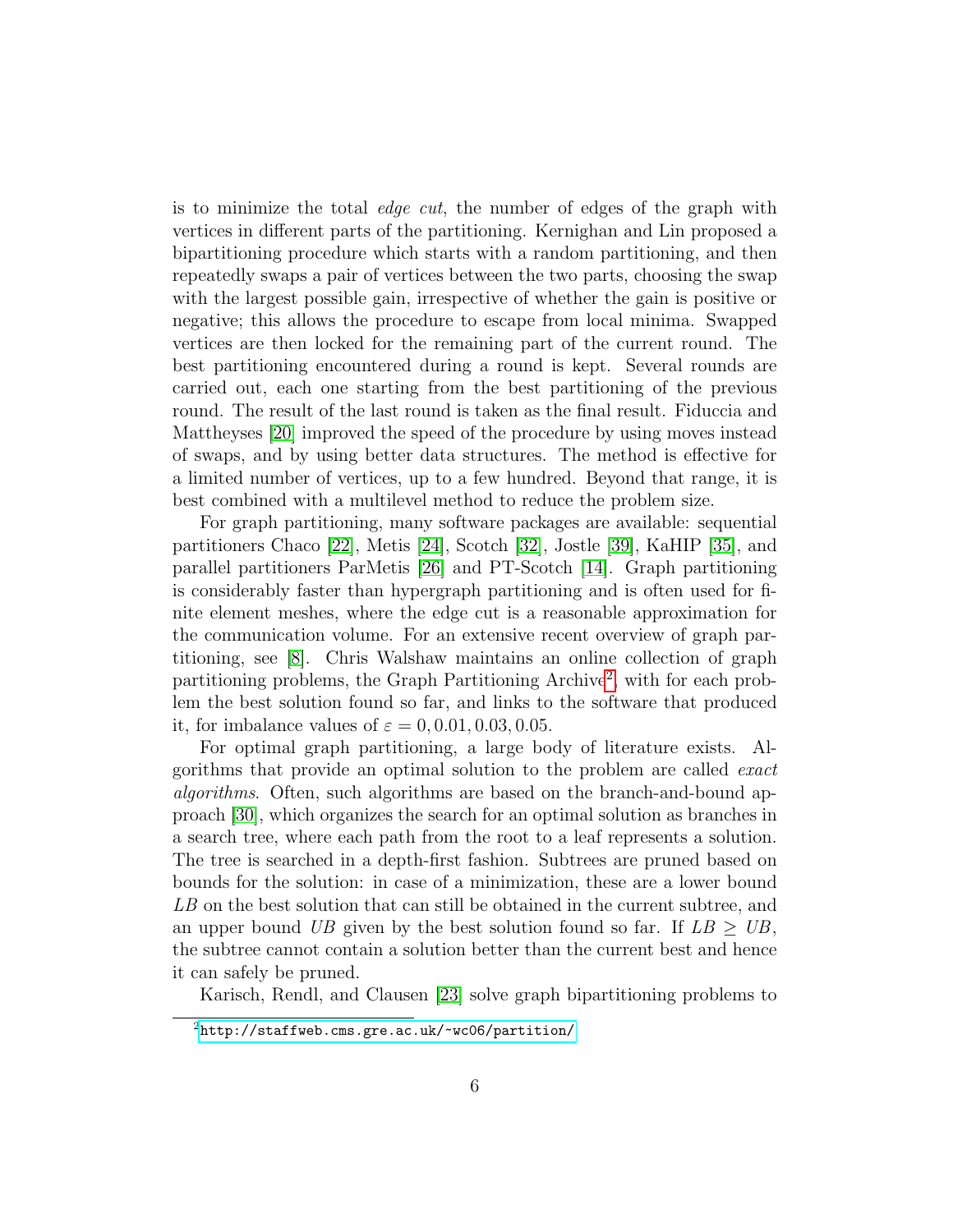is to minimize the total *edge cut*, the number of edges of the graph with vertices in different parts of the partitioning. Kernighan and Lin proposed a bipartitioning procedure which starts with a random partitioning, and then repeatedly swaps a pair of vertices between the two parts, choosing the swap with the largest possible gain, irrespective of whether the gain is positive or negative; this allows the procedure to escape from local minima. Swapped vertices are then locked for the remaining part of the current round. The best partitioning encountered during a round is kept. Several rounds are carried out, each one starting from the best partitioning of the previous round. The result of the last round is taken as the final result. Fiduccia and Mattheyses [20] improved the speed of the procedure by using moves instead of swaps, and by using better data structures. The method is effective for a limited number of vertices, up to a few hundred. Beyond that range, it is best combined with a multilevel method to reduce the problem size.

For graph partitioning, many software packages are available: sequential partitioners Chaco [22], Metis [24], Scotch [32], Jostle [39], KaHIP [35], and parallel partitioners ParMetis [26] and PT-Scotch [14]. Graph partitioning is considerably faster than hypergraph partitioning and is often used for finite element meshes, where the edge cut is a reasonable approximation for the communication volume. For an extensive recent overview of graph partitioning, see [8]. Chris Walshaw maintains an online collection of graph partitioning problems, the Graph Partitioning Archive[2], with for each problem the best solution found so far, and links to the software that produced it, for imbalance values of $\varepsilon = 0, 0.01, 0.03, 0.05$.

For optimal graph partitioning, a large body of literature exists. Algorithms that provide an optimal solution to the problem are called *exact algorithms*. Often, such algorithms are based on the branch-and-bound approach [30], which organizes the search for an optimal solution as branches in a search tree, where each path from the root to a leaf represents a solution. The tree is searched in a depth-first fashion. Subtrees are pruned based on bounds for the solution: in case of a minimization, these are a lower bound $LB$ on the best solution that can still be obtained in the current subtree, and an upper bound $UB$ given by the best solution found so far. If $LB \geq UB$, the subtree cannot contain a solution better than the current best and hence it can safely be pruned.

Karisch, Rendl, and Clausen [23] solve graph bipartitioning problems to

[2] http://staffweb.cms.gre.ac.uk/~wc06/partition/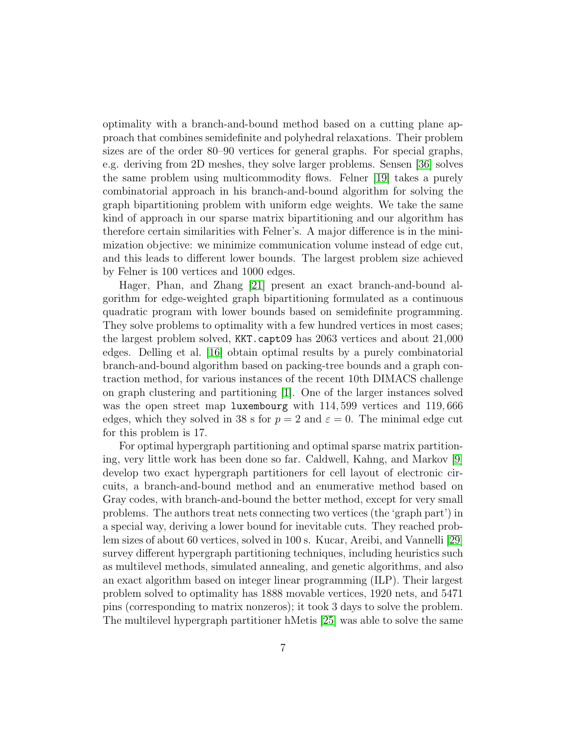optimality with a branch-and-bound method based on a cutting plane approach that combines semidefinite and polyhedral relaxations. Their problem sizes are of the order 80–90 vertices for general graphs. For special graphs, e.g. deriving from 2D meshes, they solve larger problems. Sensen [36] solves the same problem using multicommodity flows. Felner [19] takes a purely combinatorial approach in his branch-and-bound algorithm for solving the graph bipartitioning problem with uniform edge weights. We take the same kind of approach in our sparse matrix bipartitioning and our algorithm has therefore certain similarities with Felner's. A major difference is in the minimization objective: we minimize communication volume instead of edge cut, and this leads to different lower bounds. The largest problem size achieved by Felner is 100 vertices and 1000 edges.

Hager, Phan, and Zhang [21] present an exact branch-and-bound algorithm for edge-weighted graph bipartitioning formulated as a continuous quadratic program with lower bounds based on semidefinite programming. They solve problems to optimality with a few hundred vertices in most cases; the largest problem solved, `KKT.capt09` has 2063 vertices and about 21,000 edges. Delling et al. [16] obtain optimal results by a purely combinatorial branch-and-bound algorithm based on packing-tree bounds and a graph contraction method, for various instances of the recent 10th DIMACS challenge on graph clustering and partitioning [1]. One of the larger instances solved was the open street map `luxembourg` with $114,599$ vertices and $119,666$ edges, which they solved in 38 s for $p = 2$ and $\varepsilon = 0$. The minimal edge cut for this problem is 17.

For optimal hypergraph partitioning and optimal sparse matrix partitioning, very little work has been done so far. Caldwell, Kahng, and Markov [9] develop two exact hypergraph partitioners for cell layout of electronic circuits, a branch-and-bound method and an enumerative method based on Gray codes, with branch-and-bound the better method, except for very small problems. The authors treat nets connecting two vertices (the 'graph part') in a special way, deriving a lower bound for inevitable cuts. They reached problem sizes of about 60 vertices, solved in 100 s. Kucar, Areibi, and Vannelli [29] survey different hypergraph partitioning techniques, including heuristics such as multilevel methods, simulated annealing, and genetic algorithms, and also an exact algorithm based on integer linear programming (ILP). Their largest problem solved to optimality has 1888 movable vertices, 1920 nets, and 5471 pins (corresponding to matrix nonzeros); it took 3 days to solve the problem. The multilevel hypergraph partitioner hMetis [25] was able to solve the same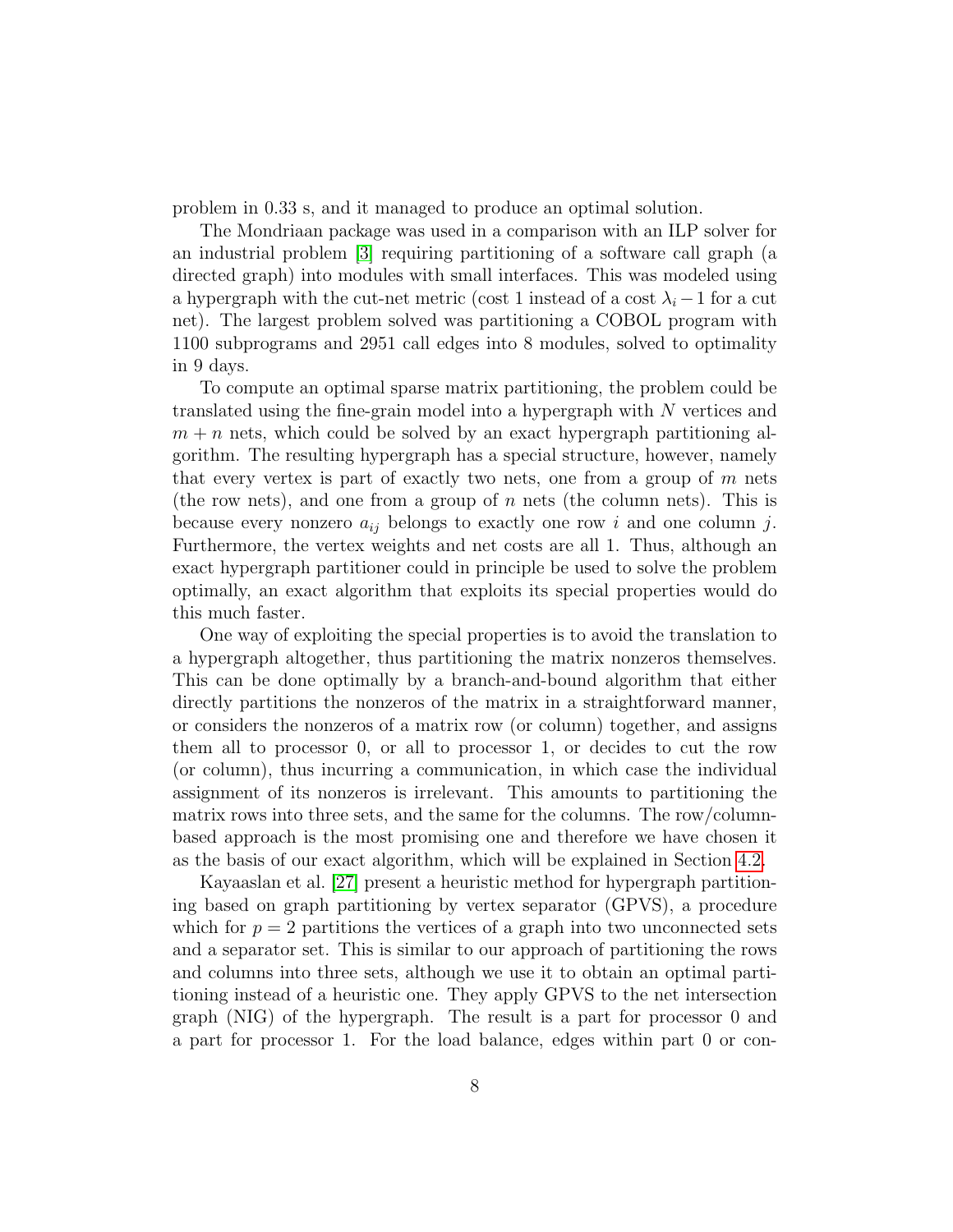problem in 0.33 s, and it managed to produce an optimal solution.

The Mondriaan package was used in a comparison with an ILP solver for an industrial problem [3] requiring partitioning of a software call graph (a directed graph) into modules with small interfaces. This was modeled using a hypergraph with the cut-net metric (cost 1 instead of a cost $\lambda_i - 1$ for a cut net). The largest problem solved was partitioning a COBOL program with 1100 subprograms and 2951 call edges into 8 modules, solved to optimality in 9 days.

To compute an optimal sparse matrix partitioning, the problem could be translated using the fine-grain model into a hypergraph with $N$ vertices and $m + n$ nets, which could be solved by an exact hypergraph partitioning algorithm. The resulting hypergraph has a special structure, however, namely that every vertex is part of exactly two nets, one from a group of $m$ nets (the row nets), and one from a group of $n$ nets (the column nets). This is because every nonzero $a_{ij}$ belongs to exactly one row $i$ and one column $j$. Furthermore, the vertex weights and net costs are all 1. Thus, although an exact hypergraph partitioner could in principle be used to solve the problem optimally, an exact algorithm that exploits its special properties would do this much faster.

One way of exploiting the special properties is to avoid the translation to a hypergraph altogether, thus partitioning the matrix nonzeros themselves. This can be done optimally by a branch-and-bound algorithm that either directly partitions the nonzeros of the matrix in a straightforward manner, or considers the nonzeros of a matrix row (or column) together, and assigns them all to processor 0, or all to processor 1, or decides to cut the row (or column), thus incurring a communication, in which case the individual assignment of its nonzeros is irrelevant. This amounts to partitioning the matrix rows into three sets, and the same for the columns. The row/column-based approach is the most promising one and therefore we have chosen it as the basis of our exact algorithm, which will be explained in Section 4.2.

Kayaaslan et al. [27] present a heuristic method for hypergraph partitioning based on graph partitioning by vertex separator (GPVS), a procedure which for $p = 2$ partitions the vertices of a graph into two unconnected sets and a separator set. This is similar to our approach of partitioning the rows and columns into three sets, although we use it to obtain an optimal partitioning instead of a heuristic one. They apply GPVS to the net intersection graph (NIG) of the hypergraph. The result is a part for processor 0 and a part for processor 1. For the load balance, edges within part 0 or con-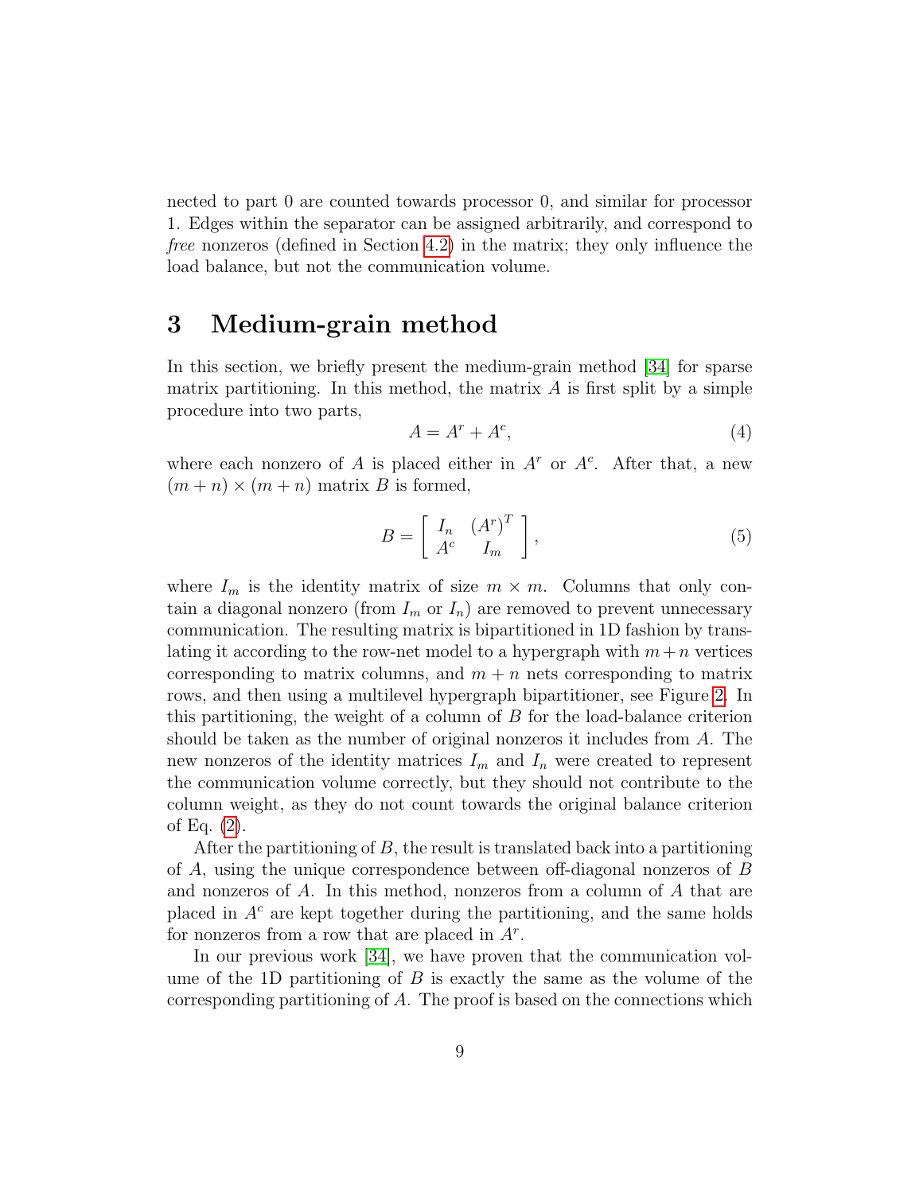nected to part 0 are counted towards processor 0, and similar for processor 1. Edges within the separator can be assigned arbitrarily, and correspond to *free* nonzeros (defined in Section 4.2) in the matrix; they only influence the load balance, but not the communication volume.

# 3 Medium-grain method

In this section, we briefly present the medium-grain method [34] for sparse matrix partitioning. In this method, the matrix $A$ is first split by a simple procedure into two parts,

$$A = A^r + A^c, \tag{4}$$

where each nonzero of $A$ is placed either in $A^r$ or $A^c$. After that, a new $(m+n) \times (m+n)$ matrix $B$ is formed,

$$B = \begin{bmatrix} I_n & (A^r)^T \\ A^c & I_m \end{bmatrix}, \tag{5}$$

where $I_m$ is the identity matrix of size $m \times m$. Columns that only contain a diagonal nonzero (from $I_m$ or $I_n$) are removed to prevent unnecessary communication. The resulting matrix is bipartitioned in 1D fashion by translating it according to the row-net model to a hypergraph with $m+n$ vertices corresponding to matrix columns, and $m+n$ nets corresponding to matrix rows, and then using a multilevel hypergraph bipartitioner, see Figure 2. In this partitioning, the weight of a column of $B$ for the load-balance criterion should be taken as the number of original nonzeros it includes from $A$. The new nonzeros of the identity matrices $I_m$ and $I_n$ were created to represent the communication volume correctly, but they should not contribute to the column weight, as they do not count towards the original balance criterion of Eq. (2).

After the partitioning of $B$, the result is translated back into a partitioning of $A$, using the unique correspondence between off-diagonal nonzeros of $B$ and nonzeros of $A$. In this method, nonzeros from a column of $A$ that are placed in $A^c$ are kept together during the partitioning, and the same holds for nonzeros from a row that are placed in $A^r$.

In our previous work [34], we have proven that the communication volume of the 1D partitioning of $B$ is exactly the same as the volume of the corresponding partitioning of $A$. The proof is based on the connections which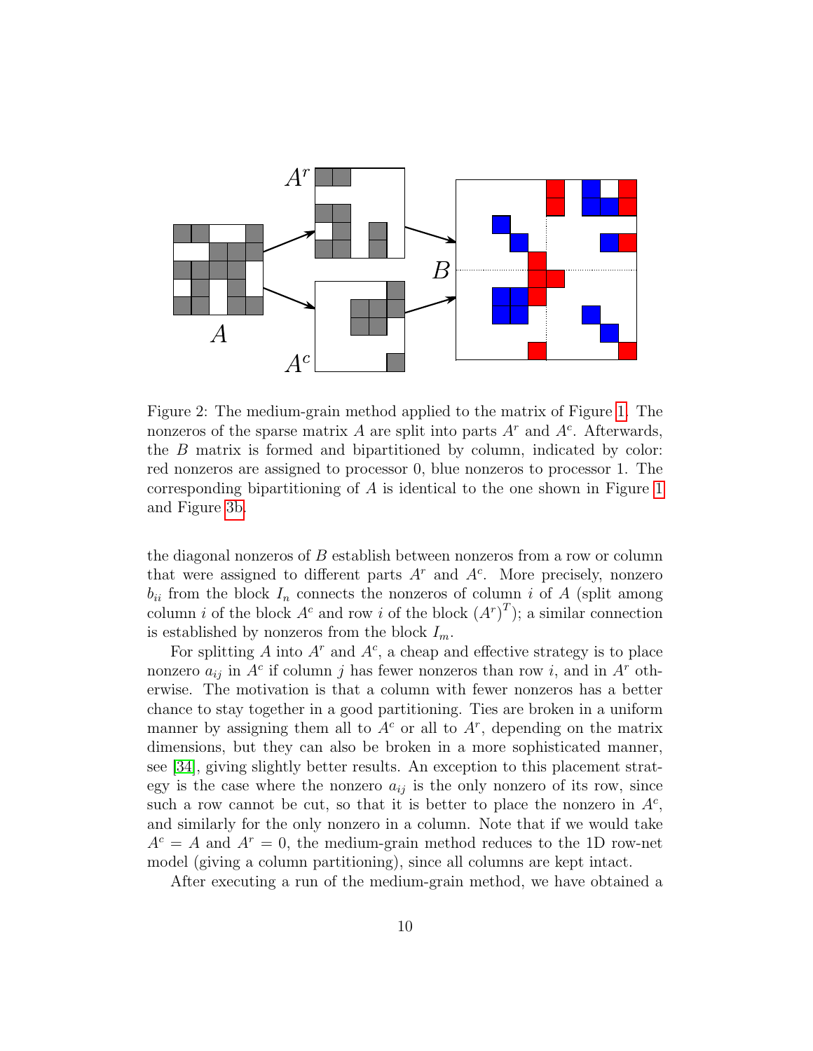Figure 2: The medium-grain method applied to the matrix of Figure 1. The nonzeros of the sparse matrix $A$ are split into parts $A^r$ and $A^c$. Afterwards, the $B$ matrix is formed and bipartitioned by column, indicated by color: red nonzeros are assigned to processor 0, blue nonzeros to processor 1. The corresponding bipartitioning of $A$ is identical to the one shown in Figure 1 and Figure 3b.

the diagonal nonzeros of $B$ establish between nonzeros from a row or column that were assigned to different parts $A^r$ and $A^c$. More precisely, nonzero $b_{ii}$ from the block $I_n$ connects the nonzeros of column $i$ of $A$ (split among column $i$ of the block $A^c$ and row $i$ of the block $(A^r)^T$); a similar connection is established by nonzeros from the block $I_m$.

For splitting $A$ into $A^r$ and $A^c$, a cheap and effective strategy is to place nonzero $a_{ij}$ in $A^c$ if column $j$ has fewer nonzeros than row $i$, and in $A^r$ otherwise. The motivation is that a column with fewer nonzeros has a better chance to stay together in a good partitioning. Ties are broken in a uniform manner by assigning them all to $A^c$ or all to $A^r$, depending on the matrix dimensions, but they can also be broken in a more sophisticated manner, see [34], giving slightly better results. An exception to this placement strategy is the case where the nonzero $a_{ij}$ is the only nonzero of its row, since such a row cannot be cut, so that it is better to place the nonzero in $A^c$, and similarly for the only nonzero in a column. Note that if we would take $A^c = A$ and $A^r = 0$, the medium-grain method reduces to the 1D row-net model (giving a column partitioning), since all columns are kept intact.

After executing a run of the medium-grain method, we have obtained a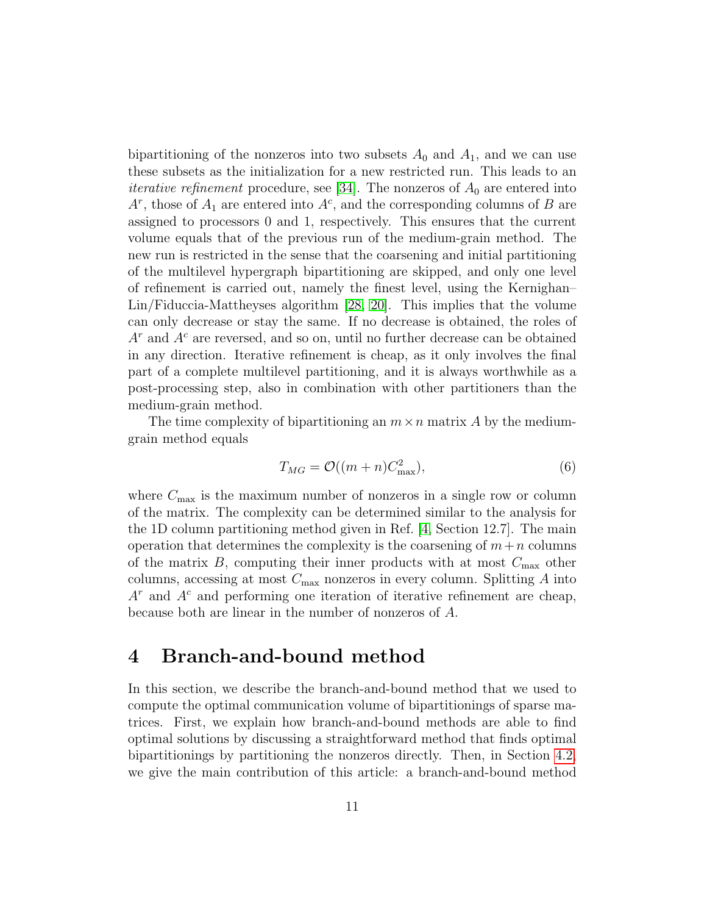bipartitioning of the nonzeros into two subsets $A_0$ and $A_1$, and we can use these subsets as the initialization for a new restricted run. This leads to an *iterative refinement* procedure, see [34]. The nonzeros of $A_0$ are entered into $A^r$, those of $A_1$ are entered into $A^c$, and the corresponding columns of $B$ are assigned to processors 0 and 1, respectively. This ensures that the current volume equals that of the previous run of the medium-grain method. The new run is restricted in the sense that the coarsening and initial partitioning of the multilevel hypergraph bipartitioning are skipped, and only one level of refinement is carried out, namely the finest level, using the Kernighan–Lin/Fiduccia-Mattheyses algorithm [28, 20]. This implies that the volume can only decrease or stay the same. If no decrease is obtained, the roles of $A^r$ and $A^c$ are reversed, and so on, until no further decrease can be obtained in any direction. Iterative refinement is cheap, as it only involves the final part of a complete multilevel partitioning, and it is always worthwhile as a post-processing step, also in combination with other partitioners than the medium-grain method.

The time complexity of bipartitioning an $m \times n$ matrix $A$ by the medium-grain method equals

$$T_{MG} = \mathcal{O}((m+n)C_{\max}^2), \tag{6}$$

where $C_{\max}$ is the maximum number of nonzeros in a single row or column of the matrix. The complexity can be determined similar to the analysis for the 1D column partitioning method given in Ref. [4, Section 12.7]. The main operation that determines the complexity is the coarsening of $m+n$ columns of the matrix $B$, computing their inner products with at most $C_{\max}$ other columns, accessing at most $C_{\max}$ nonzeros in every column. Splitting $A$ into $A^r$ and $A^c$ and performing one iteration of iterative refinement are cheap, because both are linear in the number of nonzeros of $A$.

# 4 Branch-and-bound method

In this section, we describe the branch-and-bound method that we used to compute the optimal communication volume of bipartitionings of sparse matrices. First, we explain how branch-and-bound methods are able to find optimal solutions by discussing a straightforward method that finds optimal bipartitionings by partitioning the nonzeros directly. Then, in Section 4.2, we give the main contribution of this article: a branch-and-bound method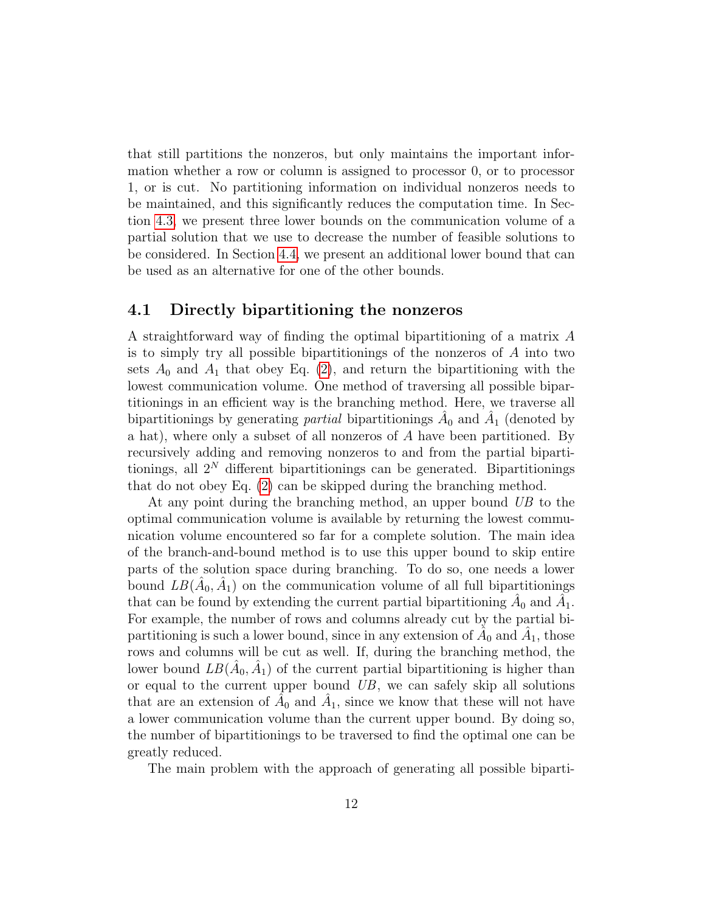that still partitions the nonzeros, but only maintains the important information whether a row or column is assigned to processor 0, or to processor 1, or is cut. No partitioning information on individual nonzeros needs to be maintained, and this significantly reduces the computation time. In Section 4.3, we present three lower bounds on the communication volume of a partial solution that we use to decrease the number of feasible solutions to be considered. In Section 4.4, we present an additional lower bound that can be used as an alternative for one of the other bounds.

## 4.1 Directly bipartitioning the nonzeros

A straightforward way of finding the optimal bipartitioning of a matrix $A$ is to simply try all possible bipartitionings of the nonzeros of $A$ into two sets $A_0$ and $A_1$ that obey Eq. (2), and return the bipartitioning with the lowest communication volume. One method of traversing all possible bipartitionings in an efficient way is the branching method. Here, we traverse all bipartitionings by generating *partial* bipartitionings $\hat{A}_0$ and $\hat{A}_1$ (denoted by a hat), where only a subset of all nonzeros of $A$ have been partitioned. By recursively adding and removing nonzeros to and from the partial bipartitionings, all $2^N$ different bipartitionings can be generated. Bipartitionings that do not obey Eq. (2) can be skipped during the branching method.

At any point during the branching method, an upper bound $UB$ to the optimal communication volume is available by returning the lowest communication volume encountered so far for a complete solution. The main idea of the branch-and-bound method is to use this upper bound to skip entire parts of the solution space during branching. To do so, one needs a lower bound $LB(\hat{A}_0, \hat{A}_1)$ on the communication volume of all full bipartitionings that can be found by extending the current partial bipartitioning $\hat{A}_0$ and $\hat{A}_1$. For example, the number of rows and columns already cut by the partial bipartitioning is such a lower bound, since in any extension of $\hat{A}_0$ and $\hat{A}_1$, those rows and columns will be cut as well. If, during the branching method, the lower bound $LB(\hat{A}_0, \hat{A}_1)$ of the current partial bipartitioning is higher than or equal to the current upper bound $UB$, we can safely skip all solutions that are an extension of $\hat{A}_0$ and $\hat{A}_1$, since we know that these will not have a lower communication volume than the current upper bound. By doing so, the number of bipartitionings to be traversed to find the optimal one can be greatly reduced.

The main problem with the approach of generating all possible biparti-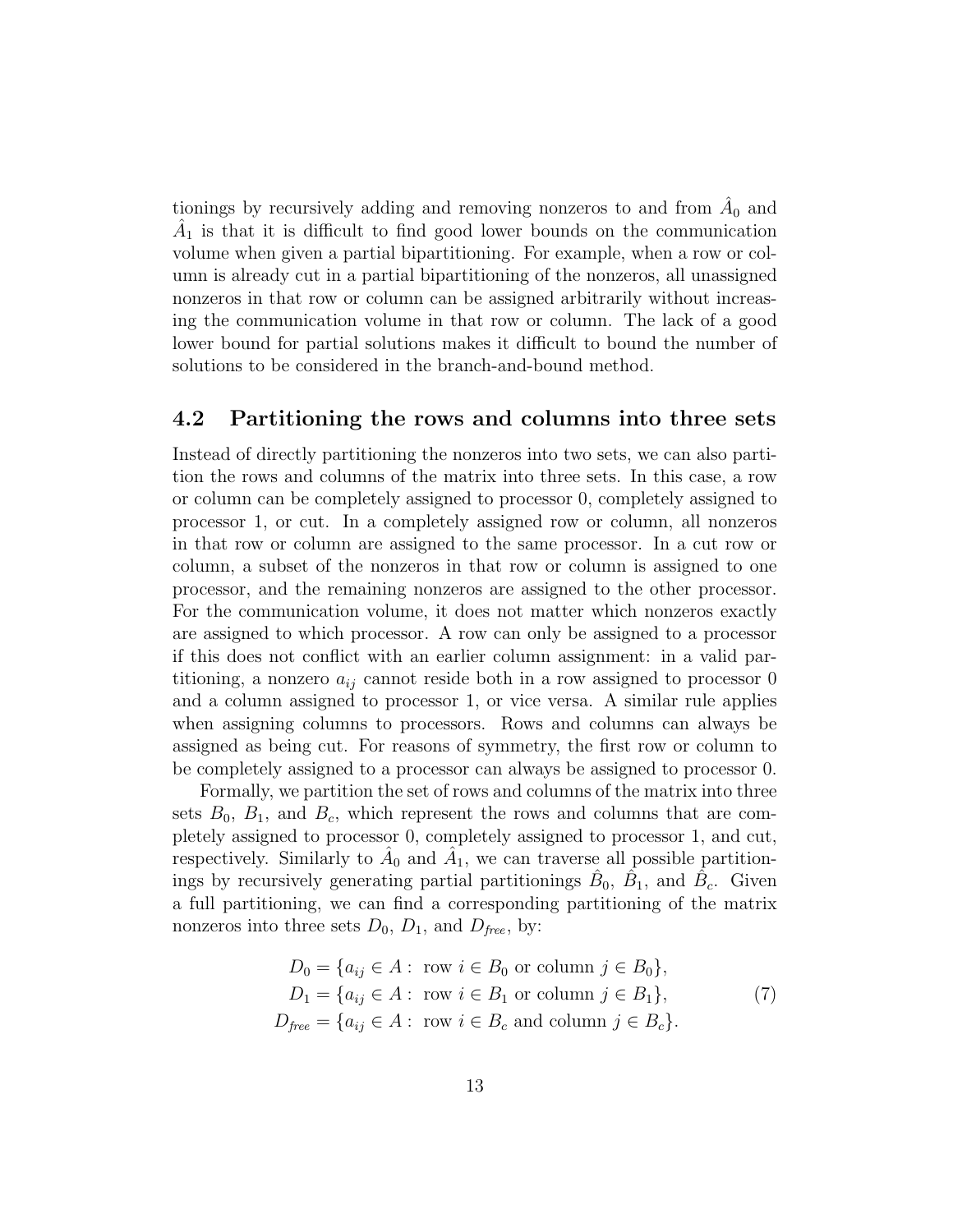tionings by recursively adding and removing nonzeros to and from $\hat{A}_0$ and $\hat{A}_1$ is that it is difficult to find good lower bounds on the communication volume when given a partial bipartitioning. For example, when a row or column is already cut in a partial bipartitioning of the nonzeros, all unassigned nonzeros in that row or column can be assigned arbitrarily without increasing the communication volume in that row or column. The lack of a good lower bound for partial solutions makes it difficult to bound the number of solutions to be considered in the branch-and-bound method.

## 4.2 Partitioning the rows and columns into three sets

Instead of directly partitioning the nonzeros into two sets, we can also partition the rows and columns of the matrix into three sets. In this case, a row or column can be completely assigned to processor 0, completely assigned to processor 1, or cut. In a completely assigned row or column, all nonzeros in that row or column are assigned to the same processor. In a cut row or column, a subset of the nonzeros in that row or column is assigned to one processor, and the remaining nonzeros are assigned to the other processor. For the communication volume, it does not matter which nonzeros exactly are assigned to which processor. A row can only be assigned to a processor if this does not conflict with an earlier column assignment: in a valid partitioning, a nonzero $a_{ij}$ cannot reside both in a row assigned to processor 0 and a column assigned to processor 1, or vice versa. A similar rule applies when assigning columns to processors. Rows and columns can always be assigned as being cut. For reasons of symmetry, the first row or column to be completely assigned to a processor can always be assigned to processor 0.

Formally, we partition the set of rows and columns of the matrix into three sets $B_0$, $B_1$, and $B_c$, which represent the rows and columns that are completely assigned to processor 0, completely assigned to processor 1, and cut, respectively. Similarly to $\hat{A}_0$ and $\hat{A}_1$, we can traverse all possible partitionings by recursively generating partial partitionings $\hat{B}_0$, $\hat{B}_1$, and $\hat{B}_c$. Given a full partitioning, we can find a corresponding partitioning of the matrix nonzeros into three sets $D_0$, $D_1$, and $D_{free}$, by:

$$
\begin{aligned}
D_0 &= \{a_{ij} \in A : \text{ row } i \in B_0 \text{ or column } j \in B_0\}, \\
D_1 &= \{a_{ij} \in A : \text{ row } i \in B_1 \text{ or column } j \in B_1\}, \\
D_{free} &= \{a_{ij} \in A : \text{ row } i \in B_c \text{ and column } j \in B_c\}.
\end{aligned}
\tag{7}
$$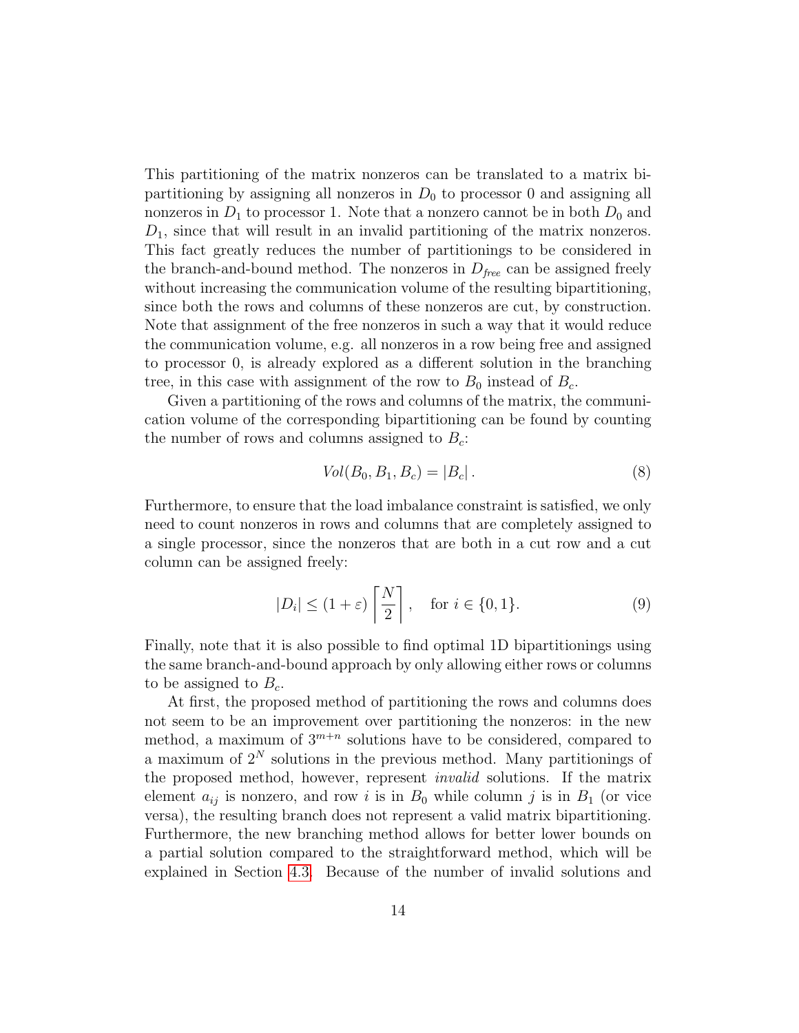This partitioning of the matrix nonzeros can be translated to a matrix bipartitioning by assigning all nonzeros in $D_0$ to processor 0 and assigning all nonzeros in $D_1$ to processor 1. Note that a nonzero cannot be in both $D_0$ and $D_1$, since that will result in an invalid partitioning of the matrix nonzeros. This fact greatly reduces the number of partitionings to be considered in the branch-and-bound method. The nonzeros in $D_{free}$ can be assigned freely without increasing the communication volume of the resulting bipartitioning, since both the rows and columns of these nonzeros are cut, by construction. Note that assignment of the free nonzeros in such a way that it would reduce the communication volume, e.g. all nonzeros in a row being free and assigned to processor 0, is already explored as a different solution in the branching tree, in this case with assignment of the row to $B_0$ instead of $B_c$.

Given a partitioning of the rows and columns of the matrix, the communication volume of the corresponding bipartitioning can be found by counting the number of rows and columns assigned to $B_c$:

$$Vol(B_0, B_1, B_c) = |B_c| \,. \tag{8}$$

Furthermore, to ensure that the load imbalance constraint is satisfied, we only need to count nonzeros in rows and columns that are completely assigned to a single processor, since the nonzeros that are both in a cut row and a cut column can be assigned freely:

$$|D_i| \leq (1+\varepsilon)\left\lceil \frac{N}{2} \right\rceil, \quad \text{for } i \in \{0, 1\}. \tag{9}$$

Finally, note that it is also possible to find optimal 1D bipartitionings using the same branch-and-bound approach by only allowing either rows or columns to be assigned to $B_c$.

At first, the proposed method of partitioning the rows and columns does not seem to be an improvement over partitioning the nonzeros: in the new method, a maximum of $3^{m+n}$ solutions have to be considered, compared to a maximum of $2^N$ solutions in the previous method. Many partitionings of the proposed method, however, represent *invalid* solutions. If the matrix element $a_{ij}$ is nonzero, and row $i$ is in $B_0$ while column $j$ is in $B_1$ (or vice versa), the resulting branch does not represent a valid matrix bipartitioning. Furthermore, the new branching method allows for better lower bounds on a partial solution compared to the straightforward method, which will be explained in Section 4.3. Because of the number of invalid solutions and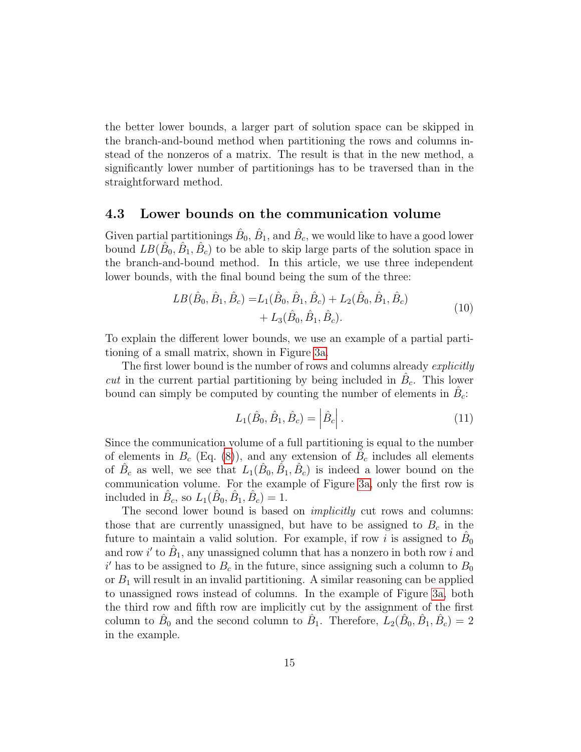the better lower bounds, a larger part of solution space can be skipped in the branch-and-bound method when partitioning the rows and columns instead of the nonzeros of a matrix. The result is that in the new method, a significantly lower number of partitionings has to be traversed than in the straightforward method.

### 4.3 Lower bounds on the communication volume

Given partial partitionings $\hat{B}_0$, $\hat{B}_1$, and $\hat{B}_c$, we would like to have a good lower bound $LB(\hat{B}_0, \hat{B}_1, \hat{B}_c)$ to be able to skip large parts of the solution space in the branch-and-bound method. In this article, we use three independent lower bounds, with the final bound being the sum of the three:

$$\begin{aligned} LB(\hat{B}_0, \hat{B}_1, \hat{B}_c) =& L_1(\hat{B}_0, \hat{B}_1, \hat{B}_c) + L_2(\hat{B}_0, \hat{B}_1, \hat{B}_c) \\ &+ L_3(\hat{B}_0, \hat{B}_1, \hat{B}_c). \end{aligned} \tag{10}$$

To explain the different lower bounds, we use an example of a partial partitioning of a small matrix, shown in Figure 3a.

The first lower bound is the number of rows and columns already *explicitly cut* in the current partial partitioning by being included in $\hat{B}_c$. This lower bound can simply be computed by counting the number of elements in $\hat{B}_c$:

$$L_1(\hat{B}_0, \hat{B}_1, \hat{B}_c) = \left|\hat{B}_c\right|. \tag{11}$$

Since the communication volume of a full partitioning is equal to the number of elements in $B_c$ (Eq. (8)), and any extension of $\hat{B}_c$ includes all elements of $\hat{B}_c$ as well, we see that $L_1(\hat{B}_0, \hat{B}_1, \hat{B}_c)$ is indeed a lower bound on the communication volume. For the example of Figure 3a, only the first row is included in $\hat{B}_c$, so $L_1(\hat{B}_0, \hat{B}_1, \hat{B}_c) = 1$.

The second lower bound is based on *implicitly* cut rows and columns: those that are currently unassigned, but have to be assigned to $B_c$ in the future to maintain a valid solution. For example, if row $i$ is assigned to $\hat{B}_0$ and row $i'$ to $\hat{B}_1$, any unassigned column that has a nonzero in both row $i$ and $i'$ has to be assigned to $B_c$ in the future, since assigning such a column to $B_0$ or $B_1$ will result in an invalid partitioning. A similar reasoning can be applied to unassigned rows instead of columns. In the example of Figure 3a, both the third row and fifth row are implicitly cut by the assignment of the first column to $\hat{B}_0$ and the second column to $\hat{B}_1$. Therefore, $L_2(\hat{B}_0, \hat{B}_1, \hat{B}_c) = 2$ in the example.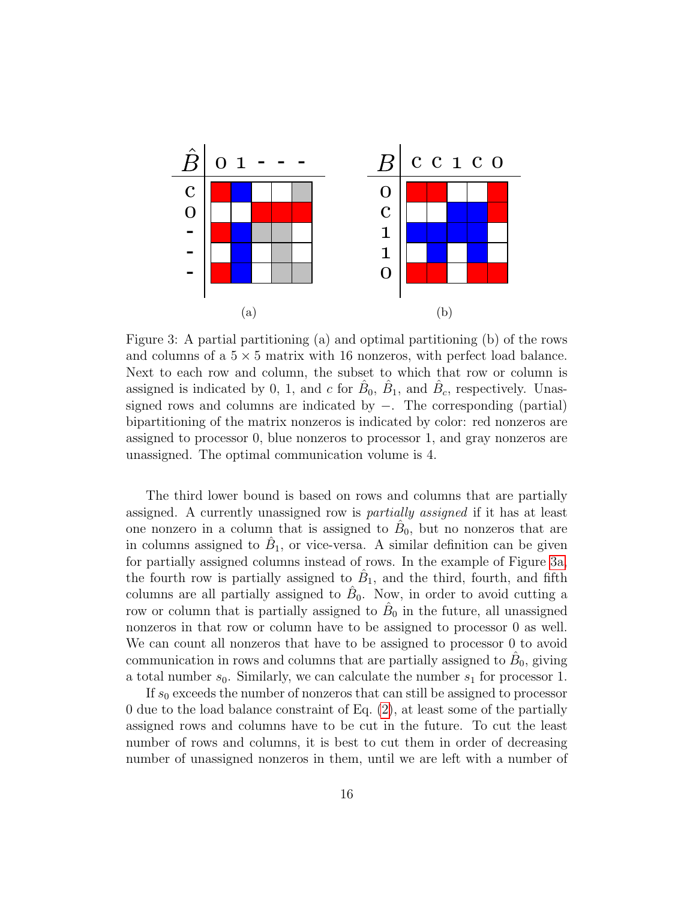Figure 3: A partial partitioning (a) and optimal partitioning (b) of the rows and columns of a $5 \times 5$ matrix with 16 nonzeros, with perfect load balance. Next to each row and column, the subset to which that row or column is assigned is indicated by 0, 1, and $c$ for $\hat{B}_0$, $\hat{B}_1$, and $\hat{B}_c$, respectively. Unassigned rows and columns are indicated by $-$. The corresponding (partial) bipartitioning of the matrix nonzeros is indicated by color: red nonzeros are assigned to processor 0, blue nonzeros to processor 1, and gray nonzeros are unassigned. The optimal communication volume is 4.

The third lower bound is based on rows and columns that are partially assigned. A currently unassigned row is *partially assigned* if it has at least one nonzero in a column that is assigned to $\hat{B}_0$, but no nonzeros that are in columns assigned to $\hat{B}_1$, or vice-versa. A similar definition can be given for partially assigned columns instead of rows. In the example of Figure 3a, the fourth row is partially assigned to $\hat{B}_1$, and the third, fourth, and fifth columns are all partially assigned to $\hat{B}_0$. Now, in order to avoid cutting a row or column that is partially assigned to $\hat{B}_0$ in the future, all unassigned nonzeros in that row or column have to be assigned to processor 0 as well. We can count all nonzeros that have to be assigned to processor 0 to avoid communication in rows and columns that are partially assigned to $\hat{B}_0$, giving a total number $s_0$. Similarly, we can calculate the number $s_1$ for processor 1.

If $s_0$ exceeds the number of nonzeros that can still be assigned to processor 0 due to the load balance constraint of Eq. (2), at least some of the partially assigned rows and columns have to be cut in the future. To cut the least number of rows and columns, it is best to cut them in order of decreasing number of unassigned nonzeros in them, until we are left with a number of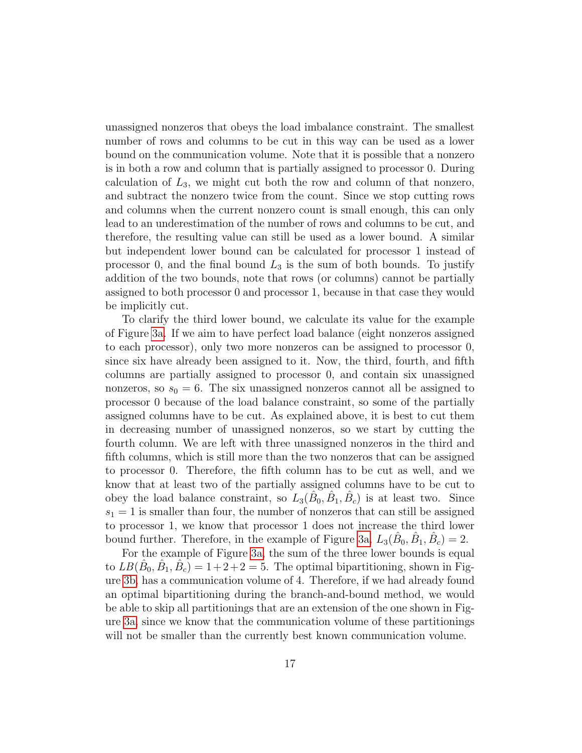unassigned nonzeros that obeys the load imbalance constraint. The smallest number of rows and columns to be cut in this way can be used as a lower bound on the communication volume. Note that it is possible that a nonzero is in both a row and column that is partially assigned to processor 0. During calculation of $L_3$, we might cut both the row and column of that nonzero, and subtract the nonzero twice from the count. Since we stop cutting rows and columns when the current nonzero count is small enough, this can only lead to an underestimation of the number of rows and columns to be cut, and therefore, the resulting value can still be used as a lower bound. A similar but independent lower bound can be calculated for processor 1 instead of processor 0, and the final bound $L_3$ is the sum of both bounds. To justify addition of the two bounds, note that rows (or columns) cannot be partially assigned to both processor 0 and processor 1, because in that case they would be implicitly cut.

To clarify the third lower bound, we calculate its value for the example of Figure 3a. If we aim to have perfect load balance (eight nonzeros assigned to each processor), only two more nonzeros can be assigned to processor 0, since six have already been assigned to it. Now, the third, fourth, and fifth columns are partially assigned to processor 0, and contain six unassigned nonzeros, so $s_0 = 6$. The six unassigned nonzeros cannot all be assigned to processor 0 because of the load balance constraint, so some of the partially assigned columns have to be cut. As explained above, it is best to cut them in decreasing number of unassigned nonzeros, so we start by cutting the fourth column. We are left with three unassigned nonzeros in the third and fifth columns, which is still more than the two nonzeros that can be assigned to processor 0. Therefore, the fifth column has to be cut as well, and we know that at least two of the partially assigned columns have to be cut to obey the load balance constraint, so $L_3(\hat{B}_0, \hat{B}_1, \hat{B}_c)$ is at least two. Since $s_1 = 1$ is smaller than four, the number of nonzeros that can still be assigned to processor 1, we know that processor 1 does not increase the third lower bound further. Therefore, in the example of Figure 3a, $L_3(\hat{B}_0, \hat{B}_1, \hat{B}_c) = 2$.

For the example of Figure 3a, the sum of the three lower bounds is equal to $LB(\hat{B}_0, \hat{B}_1, \hat{B}_c) = 1+2+2 = 5$. The optimal bipartitioning, shown in Figure 3b, has a communication volume of 4. Therefore, if we had already found an optimal bipartitioning during the branch-and-bound method, we would be able to skip all partitionings that are an extension of the one shown in Figure 3a, since we know that the communication volume of these partitionings will not be smaller than the currently best known communication volume.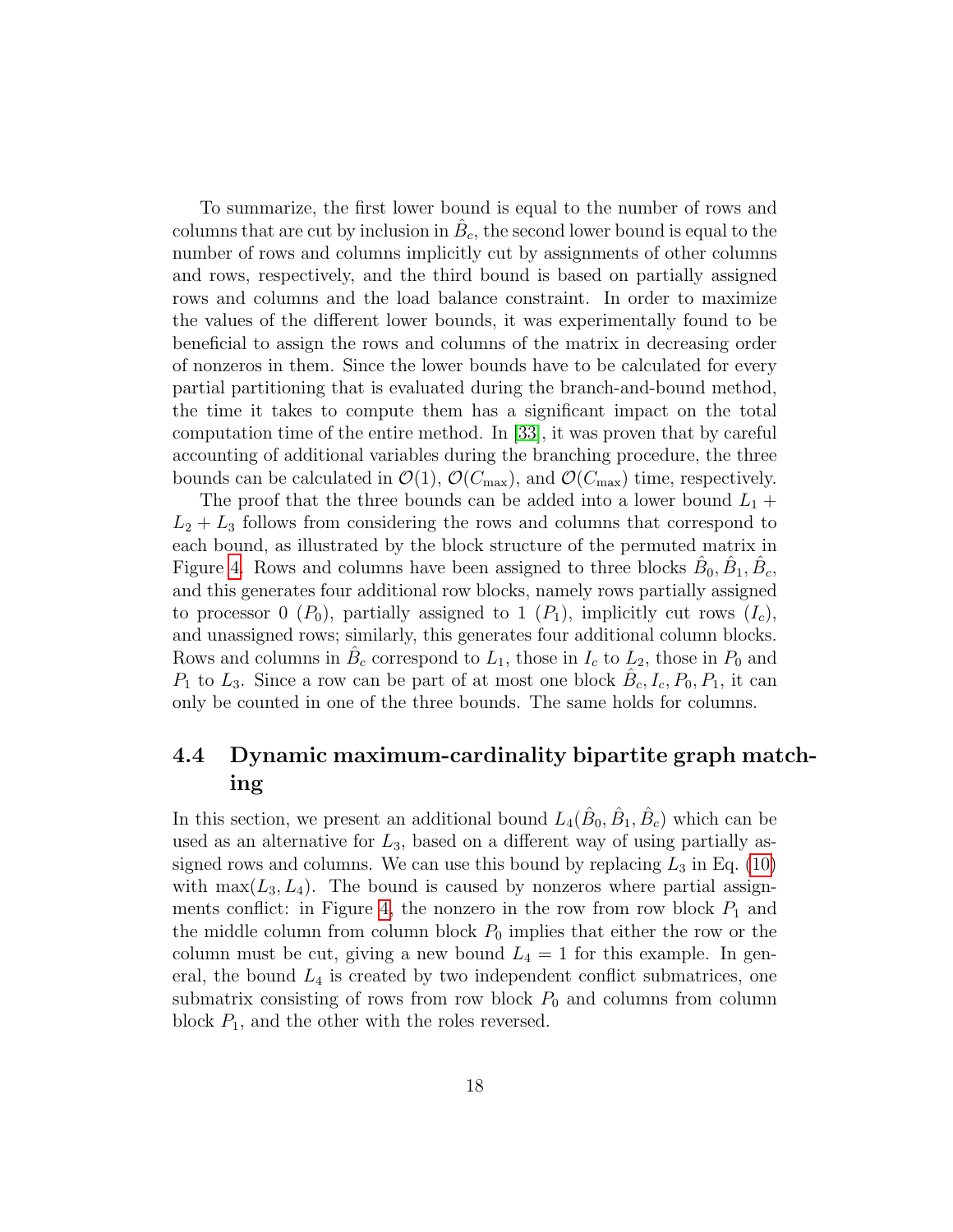To summarize, the first lower bound is equal to the number of rows and columns that are cut by inclusion in $\hat{B}_c$, the second lower bound is equal to the number of rows and columns implicitly cut by assignments of other columns and rows, respectively, and the third bound is based on partially assigned rows and columns and the load balance constraint. In order to maximize the values of the different lower bounds, it was experimentally found to be beneficial to assign the rows and columns of the matrix in decreasing order of nonzeros in them. Since the lower bounds have to be calculated for every partial partitioning that is evaluated during the branch-and-bound method, the time it takes to compute them has a significant impact on the total computation time of the entire method. In [33], it was proven that by careful accounting of additional variables during the branching procedure, the three bounds can be calculated in $\mathcal{O}(1)$, $\mathcal{O}(C_{\max})$, and $\mathcal{O}(C_{\max})$ time, respectively.

The proof that the three bounds can be added into a lower bound $L_1 + L_2 + L_3$ follows from considering the rows and columns that correspond to each bound, as illustrated by the block structure of the permuted matrix in Figure 4. Rows and columns have been assigned to three blocks $\hat{B}_0, \hat{B}_1, \hat{B}_c$, and this generates four additional row blocks, namely rows partially assigned to processor 0 ($P_0$), partially assigned to 1 ($P_1$), implicitly cut rows ($I_c$), and unassigned rows; similarly, this generates four additional column blocks. Rows and columns in $\hat{B}_c$ correspond to $L_1$, those in $I_c$ to $L_2$, those in $P_0$ and $P_1$ to $L_3$. Since a row can be part of at most one block $\hat{B}_c, I_c, P_0, P_1$, it can only be counted in one of the three bounds. The same holds for columns.

## 4.4 Dynamic maximum-cardinality bipartite graph matching

In this section, we present an additional bound $L_4(\hat{B}_0, \hat{B}_1, \hat{B}_c)$ which can be used as an alternative for $L_3$, based on a different way of using partially assigned rows and columns. We can use this bound by replacing $L_3$ in Eq. (10) with $\max(L_3, L_4)$. The bound is caused by nonzeros where partial assignments conflict: in Figure 4, the nonzero in the row from row block $P_1$ and the middle column from column block $P_0$ implies that either the row or the column must be cut, giving a new bound $L_4 = 1$ for this example. In general, the bound $L_4$ is created by two independent conflict submatrices, one submatrix consisting of rows from row block $P_0$ and columns from column block $P_1$, and the other with the roles reversed.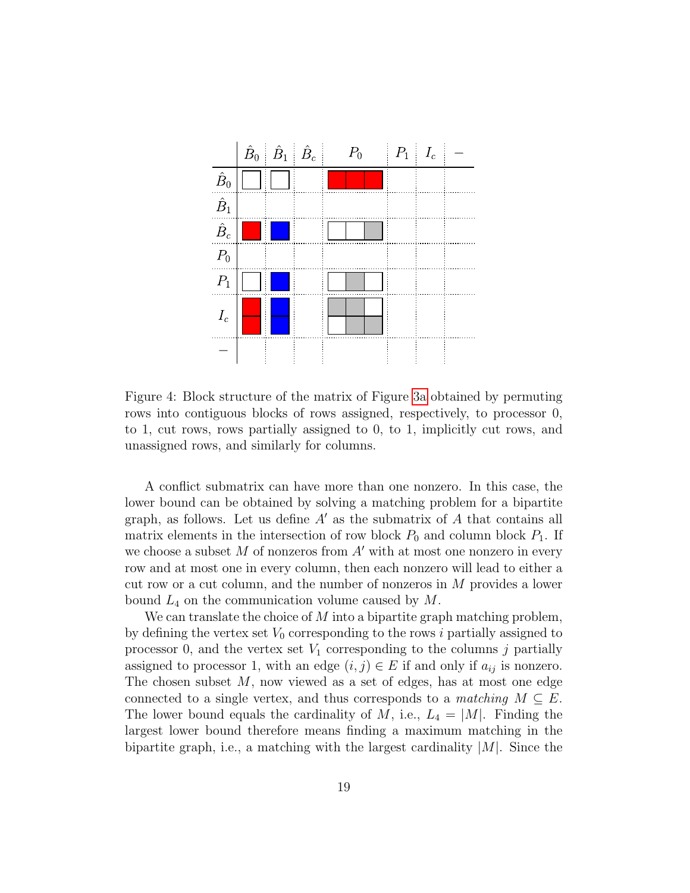Figure 4: Block structure of the matrix of Figure 3a obtained by permuting rows into contiguous blocks of rows assigned, respectively, to processor 0, to 1, cut rows, rows partially assigned to 0, to 1, implicitly cut rows, and unassigned rows, and similarly for columns.

A conflict submatrix can have more than one nonzero. In this case, the lower bound can be obtained by solving a matching problem for a bipartite graph, as follows. Let us define $A'$ as the submatrix of $A$ that contains all matrix elements in the intersection of row block $P_0$ and column block $P_1$. If we choose a subset $M$ of nonzeros from $A'$ with at most one nonzero in every row and at most one in every column, then each nonzero will lead to either a cut row or a cut column, and the number of nonzeros in $M$ provides a lower bound $L_4$ on the communication volume caused by $M$.

We can translate the choice of $M$ into a bipartite graph matching problem, by defining the vertex set $V_0$ corresponding to the rows $i$ partially assigned to processor 0, and the vertex set $V_1$ corresponding to the columns $j$ partially assigned to processor 1, with an edge $(i, j) \in E$ if and only if $a_{ij}$ is nonzero. The chosen subset $M$, now viewed as a set of edges, has at most one edge connected to a single vertex, and thus corresponds to a *matching* $M \subseteq E$. The lower bound equals the cardinality of $M$, i.e., $L_4 = |M|$. Finding the largest lower bound therefore means finding a maximum matching in the bipartite graph, i.e., a matching with the largest cardinality $|M|$. Since the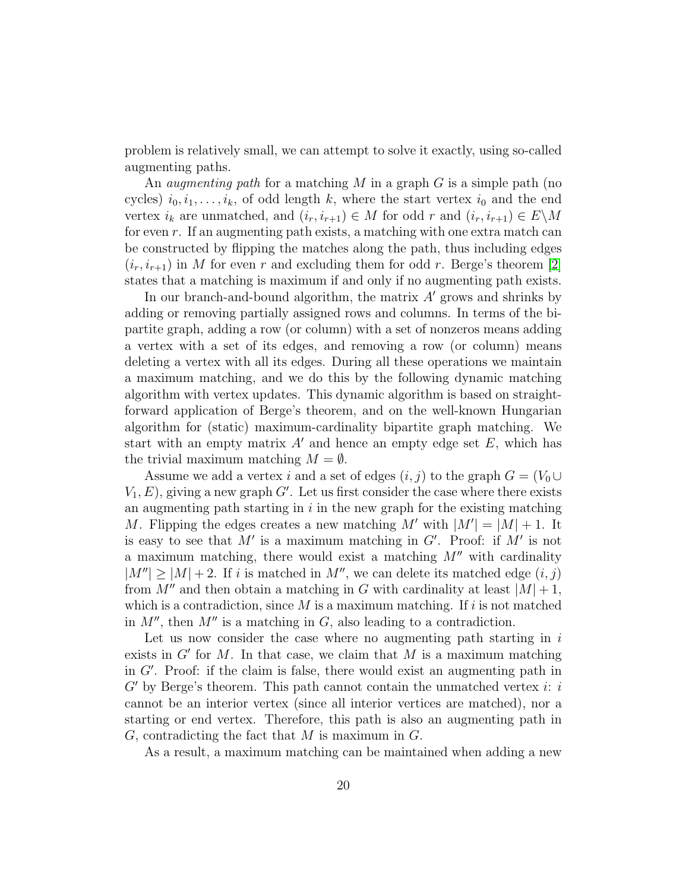problem is relatively small, we can attempt to solve it exactly, using so-called augmenting paths.

An *augmenting path* for a matching $M$ in a graph $G$ is a simple path (no cycles) $i_0, i_1, \ldots, i_k$, of odd length $k$, where the start vertex $i_0$ and the end vertex $i_k$ are unmatched, and $(i_r, i_{r+1}) \in M$ for odd $r$ and $(i_r, i_{r+1}) \in E \backslash M$ for even $r$. If an augmenting path exists, a matching with one extra match can be constructed by flipping the matches along the path, thus including edges $(i_r, i_{r+1})$ in $M$ for even $r$ and excluding them for odd $r$. Berge's theorem [2] states that a matching is maximum if and only if no augmenting path exists.

In our branch-and-bound algorithm, the matrix $A'$ grows and shrinks by adding or removing partially assigned rows and columns. In terms of the bipartite graph, adding a row (or column) with a set of nonzeros means adding a vertex with a set of its edges, and removing a row (or column) means deleting a vertex with all its edges. During all these operations we maintain a maximum matching, and we do this by the following dynamic matching algorithm with vertex updates. This dynamic algorithm is based on straightforward application of Berge's theorem, and on the well-known Hungarian algorithm for (static) maximum-cardinality bipartite graph matching. We start with an empty matrix $A'$ and hence an empty edge set $E$, which has the trivial maximum matching $M = \emptyset$.

Assume we add a vertex $i$ and a set of edges $(i, j)$ to the graph $G = (V_0 \cup V_1, E)$, giving a new graph $G'$. Let us first consider the case where there exists an augmenting path starting in $i$ in the new graph for the existing matching $M$. Flipping the edges creates a new matching $M'$ with $|M'| = |M| + 1$. It is easy to see that $M'$ is a maximum matching in $G'$. Proof: if $M'$ is not a maximum matching, there would exist a matching $M''$ with cardinality $|M''| \geq |M| + 2$. If $i$ is matched in $M''$, we can delete its matched edge $(i, j)$ from $M''$ and then obtain a matching in $G$ with cardinality at least $|M| + 1$, which is a contradiction, since $M$ is a maximum matching. If $i$ is not matched in $M''$, then $M''$ is a matching in $G$, also leading to a contradiction.

Let us now consider the case where no augmenting path starting in $i$ exists in $G'$ for $M$. In that case, we claim that $M$ is a maximum matching in $G'$. Proof: if the claim is false, there would exist an augmenting path in $G'$ by Berge's theorem. This path cannot contain the unmatched vertex $i$: $i$ cannot be an interior vertex (since all interior vertices are matched), nor a starting or end vertex. Therefore, this path is also an augmenting path in $G$, contradicting the fact that $M$ is maximum in $G$.

As a result, a maximum matching can be maintained when adding a new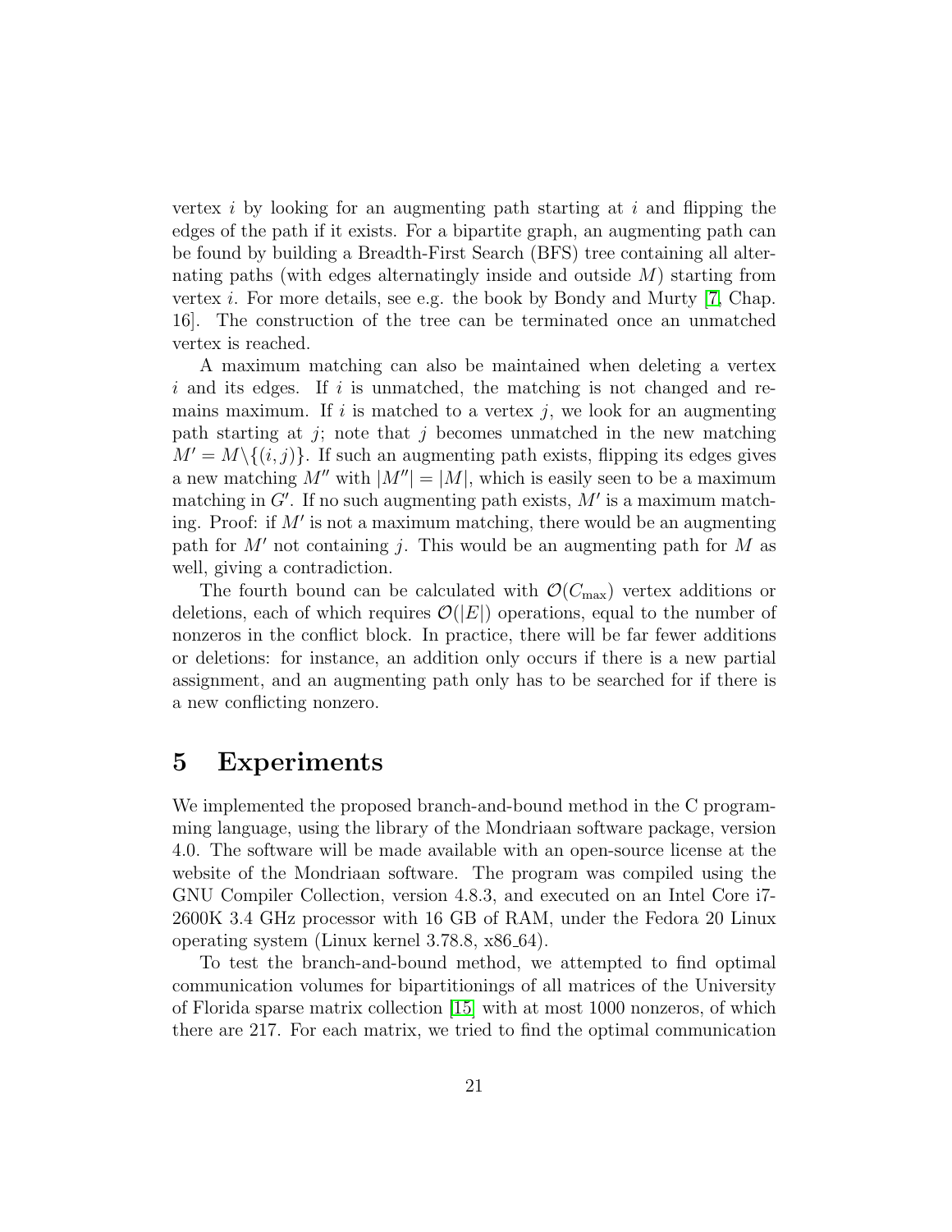vertex $i$ by looking for an augmenting path starting at $i$ and flipping the edges of the path if it exists. For a bipartite graph, an augmenting path can be found by building a Breadth-First Search (BFS) tree containing all alternating paths (with edges alternatingly inside and outside $M$) starting from vertex $i$. For more details, see e.g. the book by Bondy and Murty [7, Chap. 16]. The construction of the tree can be terminated once an unmatched vertex is reached.

A maximum matching can also be maintained when deleting a vertex $i$ and its edges. If $i$ is unmatched, the matching is not changed and remains maximum. If $i$ is matched to a vertex $j$, we look for an augmenting path starting at $j$; note that $j$ becomes unmatched in the new matching $M' = M \backslash \{(i, j)\}$. If such an augmenting path exists, flipping its edges gives a new matching $M''$ with $|M''| = |M|$, which is easily seen to be a maximum matching in $G'$. If no such augmenting path exists, $M'$ is a maximum matching. Proof: if $M'$ is not a maximum matching, there would be an augmenting path for $M'$ not containing $j$. This would be an augmenting path for $M$ as well, giving a contradiction.

The fourth bound can be calculated with $\mathcal{O}(C_{\max})$ vertex additions or deletions, each of which requires $\mathcal{O}(|E|)$ operations, equal to the number of nonzeros in the conflict block. In practice, there will be far fewer additions or deletions: for instance, an addition only occurs if there is a new partial assignment, and an augmenting path only has to be searched for if there is a new conflicting nonzero.

# 5 Experiments

We implemented the proposed branch-and-bound method in the C programming language, using the library of the Mondriaan software package, version 4.0. The software will be made available with an open-source license at the website of the Mondriaan software. The program was compiled using the GNU Compiler Collection, version 4.8.3, and executed on an Intel Core i7-2600K 3.4 GHz processor with 16 GB of RAM, under the Fedora 20 Linux operating system (Linux kernel 3.78.8, x86_64).

To test the branch-and-bound method, we attempted to find optimal communication volumes for bipartitionings of all matrices of the University of Florida sparse matrix collection [15] with at most 1000 nonzeros, of which there are 217. For each matrix, we tried to find the optimal communication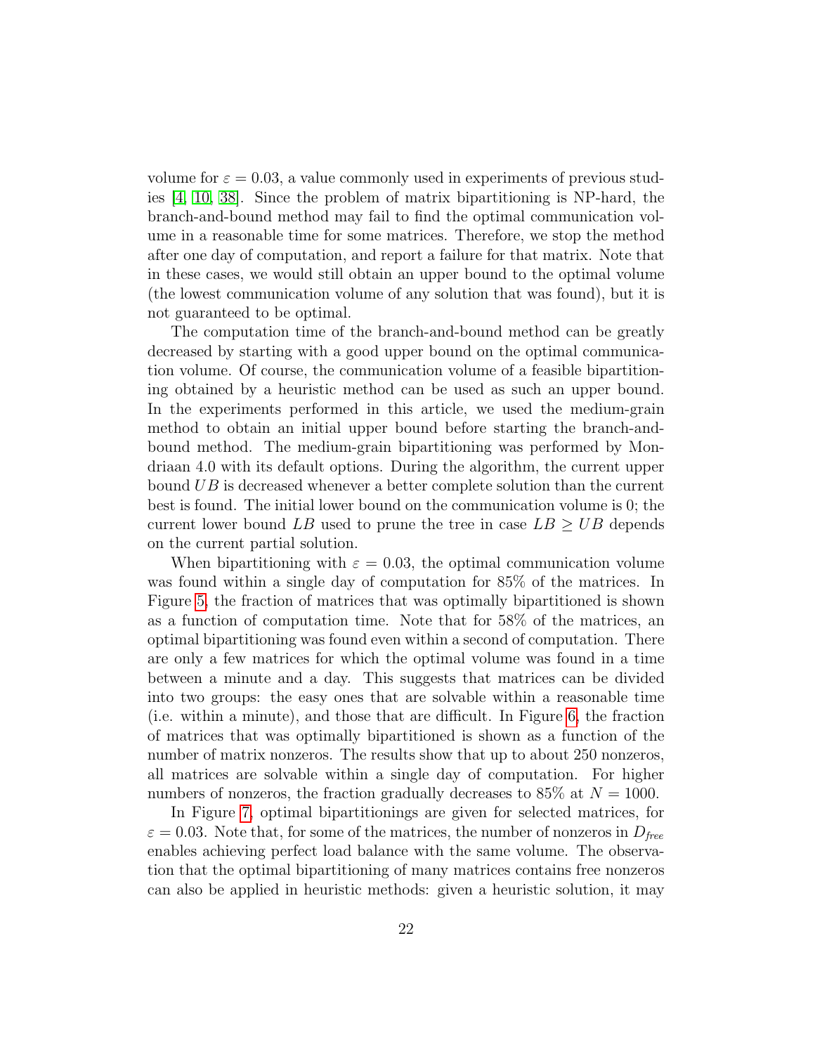volume for $\varepsilon = 0.03$, a value commonly used in experiments of previous studies [4, 10, 38]. Since the problem of matrix bipartitioning is NP-hard, the branch-and-bound method may fail to find the optimal communication volume in a reasonable time for some matrices. Therefore, we stop the method after one day of computation, and report a failure for that matrix. Note that in these cases, we would still obtain an upper bound to the optimal volume (the lowest communication volume of any solution that was found), but it is not guaranteed to be optimal.

The computation time of the branch-and-bound method can be greatly decreased by starting with a good upper bound on the optimal communication volume. Of course, the communication volume of a feasible bipartitioning obtained by a heuristic method can be used as such an upper bound. In the experiments performed in this article, we used the medium-grain method to obtain an initial upper bound before starting the branch-and-bound method. The medium-grain bipartitioning was performed by Mondriaan 4.0 with its default options. During the algorithm, the current upper bound $UB$ is decreased whenever a better complete solution than the current best is found. The initial lower bound on the communication volume is 0; the current lower bound $LB$ used to prune the tree in case $LB \geq UB$ depends on the current partial solution.

When bipartitioning with $\varepsilon = 0.03$, the optimal communication volume was found within a single day of computation for 85% of the matrices. In Figure 5, the fraction of matrices that was optimally bipartitioned is shown as a function of computation time. Note that for 58% of the matrices, an optimal bipartitioning was found even within a second of computation. There are only a few matrices for which the optimal volume was found in a time between a minute and a day. This suggests that matrices can be divided into two groups: the easy ones that are solvable within a reasonable time (i.e. within a minute), and those that are difficult. In Figure 6, the fraction of matrices that was optimally bipartitioned is shown as a function of the number of matrix nonzeros. The results show that up to about 250 nonzeros, all matrices are solvable within a single day of computation. For higher numbers of nonzeros, the fraction gradually decreases to 85% at $N = 1000$.

In Figure 7, optimal bipartitionings are given for selected matrices, for $\varepsilon = 0.03$. Note that, for some of the matrices, the number of nonzeros in $D_{free}$ enables achieving perfect load balance with the same volume. The observation that the optimal bipartitioning of many matrices contains free nonzeros can also be applied in heuristic methods: given a heuristic solution, it may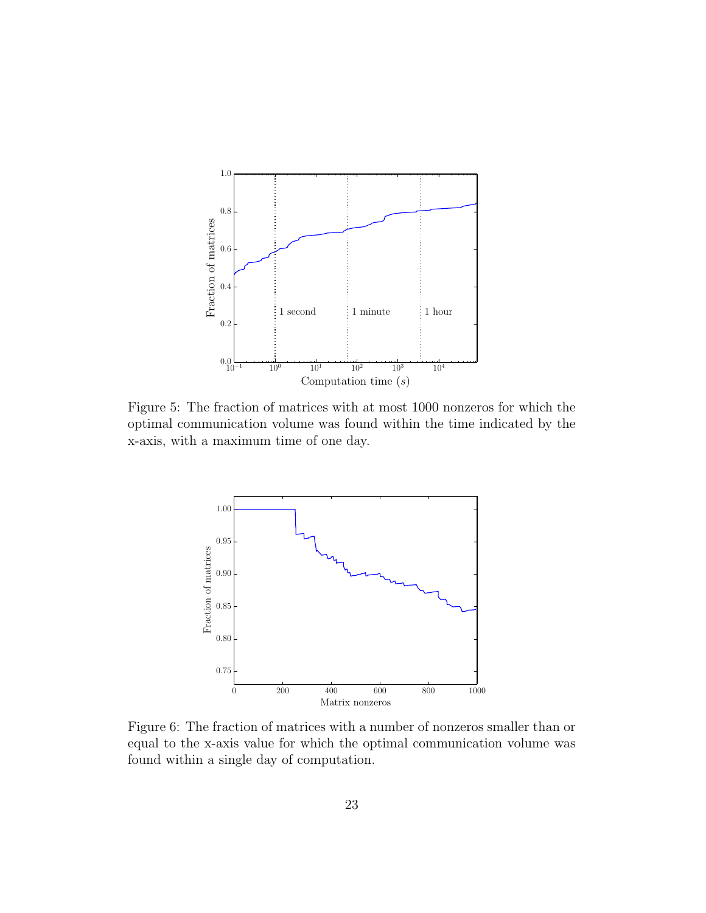Figure 5: The fraction of matrices with at most 1000 nonzeros for which the optimal communication volume was found within the time indicated by the x-axis, with a maximum time of one day.

Figure 6: The fraction of matrices with a number of nonzeros smaller than or equal to the x-axis value for which the optimal communication volume was found within a single day of computation.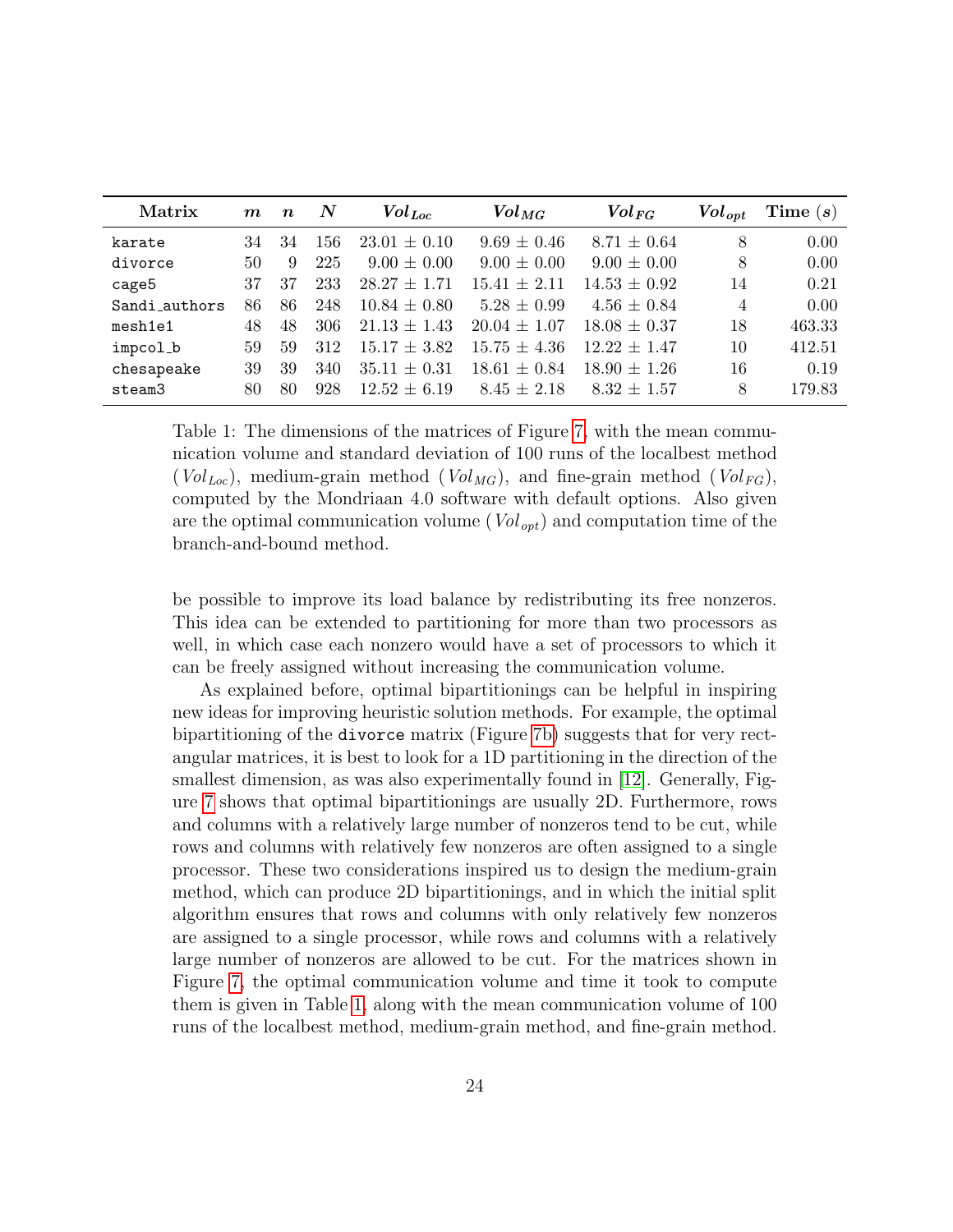| Matrix | $m$ | $n$ | $N$ | $Vol_{Loc}$ | $Vol_{MG}$ | $Vol_{FG}$ | $Vol_{opt}$ | Time ($s$) |
|---|---|---|---|---|---|---|---|---|
| `karate` | 34 | 34 | 156 | $23.01 \pm 0.10$ | $9.69 \pm 0.46$ | $8.71 \pm 0.64$ | 8 | 0.00 |
| `divorce` | 50 | 9 | 225 | $9.00 \pm 0.00$ | $9.00 \pm 0.00$ | $9.00 \pm 0.00$ | 8 | 0.00 |
| `cage5` | 37 | 37 | 233 | $28.27 \pm 1.71$ | $15.41 \pm 2.11$ | $14.53 \pm 0.92$ | 14 | 0.21 |
| `Sandi_authors` | 86 | 86 | 248 | $10.84 \pm 0.80$ | $5.28 \pm 0.99$ | $4.56 \pm 0.84$ | 4 | 0.00 |
| `mesh1e1` | 48 | 48 | 306 | $21.13 \pm 1.43$ | $20.04 \pm 1.07$ | $18.08 \pm 0.37$ | 18 | 463.33 |
| `impcol_b` | 59 | 59 | 312 | $15.17 \pm 3.82$ | $15.75 \pm 4.36$ | $12.22 \pm 1.47$ | 10 | 412.51 |
| `chesapeake` | 39 | 39 | 340 | $35.11 \pm 0.31$ | $18.61 \pm 0.84$ | $18.90 \pm 1.26$ | 16 | 0.19 |
| `steam3` | 80 | 80 | 928 | $12.52 \pm 6.19$ | $8.45 \pm 2.18$ | $8.32 \pm 1.57$ | 8 | 179.83 |

Table 1: The dimensions of the matrices of Figure 7, with the mean communication volume and standard deviation of 100 runs of the localbest method ($Vol_{Loc}$), medium-grain method ($Vol_{MG}$), and fine-grain method ($Vol_{FG}$), computed by the Mondriaan 4.0 software with default options. Also given are the optimal communication volume ($Vol_{opt}$) and computation time of the branch-and-bound method.

be possible to improve its load balance by redistributing its free nonzeros. This idea can be extended to partitioning for more than two processors as well, in which case each nonzero would have a set of processors to which it can be freely assigned without increasing the communication volume.

As explained before, optimal bipartitionings can be helpful in inspiring new ideas for improving heuristic solution methods. For example, the optimal bipartitioning of the `divorce` matrix (Figure 7b) suggests that for very rectangular matrices, it is best to look for a 1D partitioning in the direction of the smallest dimension, as was also experimentally found in [12]. Generally, Figure 7 shows that optimal bipartitionings are usually 2D. Furthermore, rows and columns with a relatively large number of nonzeros tend to be cut, while rows and columns with relatively few nonzeros are often assigned to a single processor. These two considerations inspired us to design the medium-grain method, which can produce 2D bipartitionings, and in which the initial split algorithm ensures that rows and columns with only relatively few nonzeros are assigned to a single processor, while rows and columns with a relatively large number of nonzeros are allowed to be cut. For the matrices shown in Figure 7, the optimal communication volume and time it took to compute them is given in Table 1, along with the mean communication volume of 100 runs of the localbest method, medium-grain method, and fine-grain method.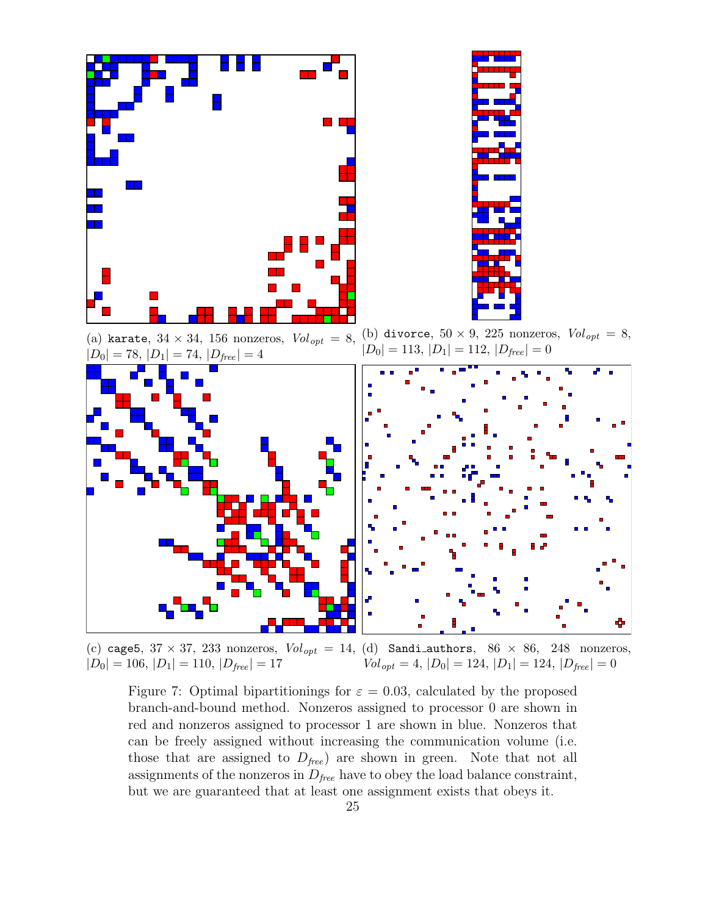(a) `karate`, $34 \times 34$, 156 nonzeros, $Vol_{opt} = 8$, $|D_0| = 78$, $|D_1| = 74$, $|D_{free}| = 4$

(b) `divorce`, $50 \times 9$, 225 nonzeros, $Vol_{opt} = 8$, $|D_0| = 113$, $|D_1| = 112$, $|D_{free}| = 0$

(c) `cage5`, $37 \times 37$, 233 nonzeros, $Vol_{opt} = 14$, $|D_0| = 106$, $|D_1| = 110$, $|D_{free}| = 17$

(d) `Sandi_authors`, $86 \times 86$, 248 nonzeros, $Vol_{opt} = 4$, $|D_0| = 124$, $|D_1| = 124$, $|D_{free}| = 0$

Figure 7: Optimal bipartitionings for $\varepsilon = 0.03$, calculated by the proposed branch-and-bound method. Nonzeros assigned to processor 0 are shown in red and nonzeros assigned to processor 1 are shown in blue. Nonzeros that can be freely assigned without increasing the communication volume (i.e. those that are assigned to $D_{free}$) are shown in green. Note that not all assignments of the nonzeros in $D_{free}$ have to obey the load balance constraint, but we are guaranteed that at least one assignment exists that obeys it.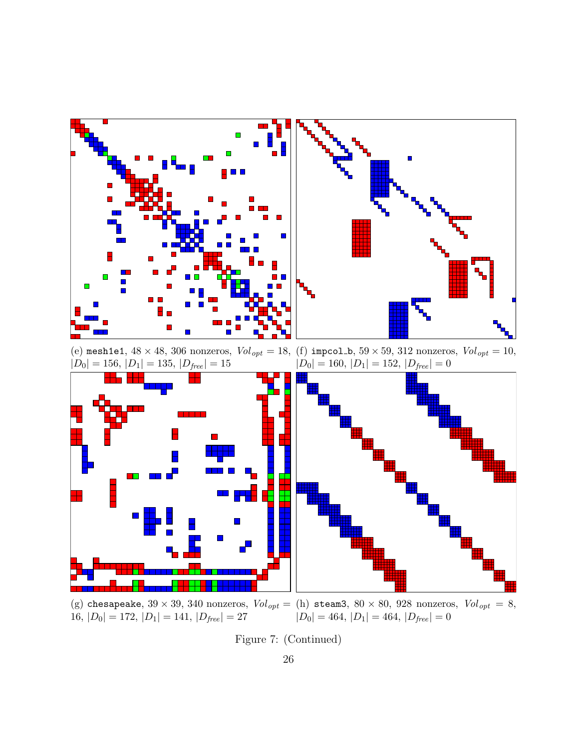(e) `mesh1e1`, $48 \times 48$, 306 nonzeros, $Vol_{opt} = 18$, $|D_0| = 156$, $|D_1| = 135$, $|D_{free}| = 15$

(f) `impcol_b`, $59 \times 59$, 312 nonzeros, $Vol_{opt} = 10$, $|D_0| = 160$, $|D_1| = 152$, $|D_{free}| = 0$

(g) `chesapeake`, $39 \times 39$, 340 nonzeros, $Vol_{opt} = 16$, $|D_0| = 172$, $|D_1| = 141$, $|D_{free}| = 27$

(h) `steam3`, $80 \times 80$, 928 nonzeros, $Vol_{opt} = 8$, $|D_0| = 464$, $|D_1| = 464$, $|D_{free}| = 0$

Figure 7: (Continued)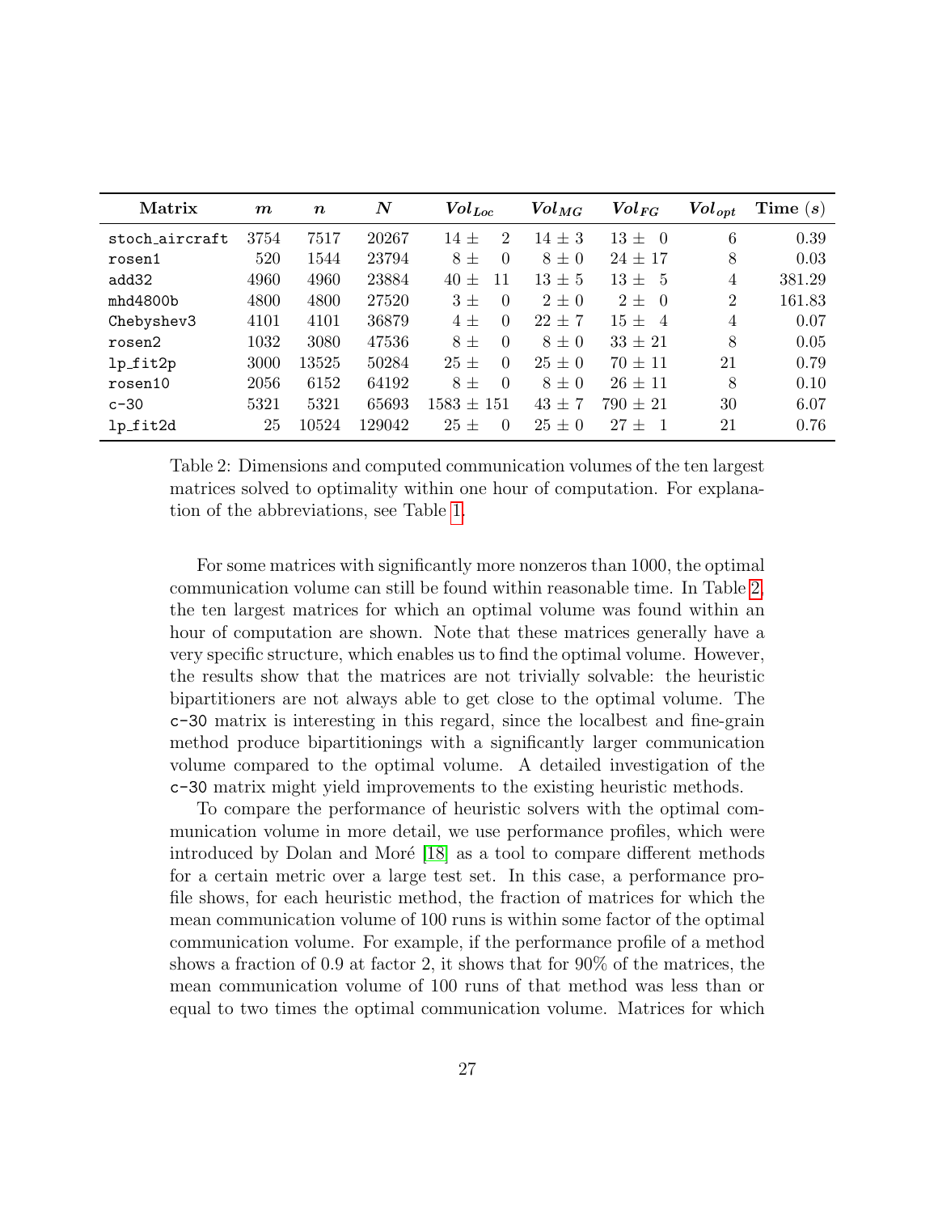| Matrix | $m$ | $n$ | $N$ | $Vol_{Loc}$ | $Vol_{MG}$ | $Vol_{FG}$ | $Vol_{opt}$ | Time $(s)$ |
|---|---|---|---|---|---|---|---|---|
| `stoch_aircraft` | 3754 | 7517 | 20267 | $14 \pm 2$ | $14 \pm 3$ | $13 \pm 0$ | 6 | 0.39 |
| `rosen1` | 520 | 1544 | 23794 | $8 \pm 0$ | $8 \pm 0$ | $24 \pm 17$ | 8 | 0.03 |
| `add32` | 4960 | 4960 | 23884 | $40 \pm 11$ | $13 \pm 5$ | $13 \pm 5$ | 4 | 381.29 |
| `mhd4800b` | 4800 | 4800 | 27520 | $3 \pm 0$ | $2 \pm 0$ | $2 \pm 0$ | 2 | 161.83 |
| `Chebyshev3` | 4101 | 4101 | 36879 | $4 \pm 0$ | $22 \pm 7$ | $15 \pm 4$ | 4 | 0.07 |
| `rosen2` | 1032 | 3080 | 47536 | $8 \pm 0$ | $8 \pm 0$ | $33 \pm 21$ | 8 | 0.05 |
| `lp_fit2p` | 3000 | 13525 | 50284 | $25 \pm 0$ | $25 \pm 0$ | $70 \pm 11$ | 21 | 0.79 |
| `rosen10` | 2056 | 6152 | 64192 | $8 \pm 0$ | $8 \pm 0$ | $26 \pm 11$ | 8 | 0.10 |
| `c-30` | 5321 | 5321 | 65693 | $1583 \pm 151$ | $43 \pm 7$ | $790 \pm 21$ | 30 | 6.07 |
| `lp_fit2d` | 25 | 10524 | 129042 | $25 \pm 0$ | $25 \pm 0$ | $27 \pm 1$ | 21 | 0.76 |

Table 2: Dimensions and computed communication volumes of the ten largest matrices solved to optimality within one hour of computation. For explanation of the abbreviations, see Table 1.

For some matrices with significantly more nonzeros than 1000, the optimal communication volume can still be found within reasonable time. In Table 2, the ten largest matrices for which an optimal volume was found within an hour of computation are shown. Note that these matrices generally have a very specific structure, which enables us to find the optimal volume. However, the results show that the matrices are not trivially solvable: the heuristic bipartitioners are not always able to get close to the optimal volume. The `c-30` matrix is interesting in this regard, since the localbest and fine-grain method produce bipartitionings with a significantly larger communication volume compared to the optimal volume. A detailed investigation of the `c-30` matrix might yield improvements to the existing heuristic methods.

To compare the performance of heuristic solvers with the optimal communication volume in more detail, we use performance profiles, which were introduced by Dolan and Moré [18] as a tool to compare different methods for a certain metric over a large test set. In this case, a performance profile shows, for each heuristic method, the fraction of matrices for which the mean communication volume of 100 runs is within some factor of the optimal communication volume. For example, if the performance profile of a method shows a fraction of 0.9 at factor 2, it shows that for 90% of the matrices, the mean communication volume of 100 runs of that method was less than or equal to two times the optimal communication volume. Matrices for which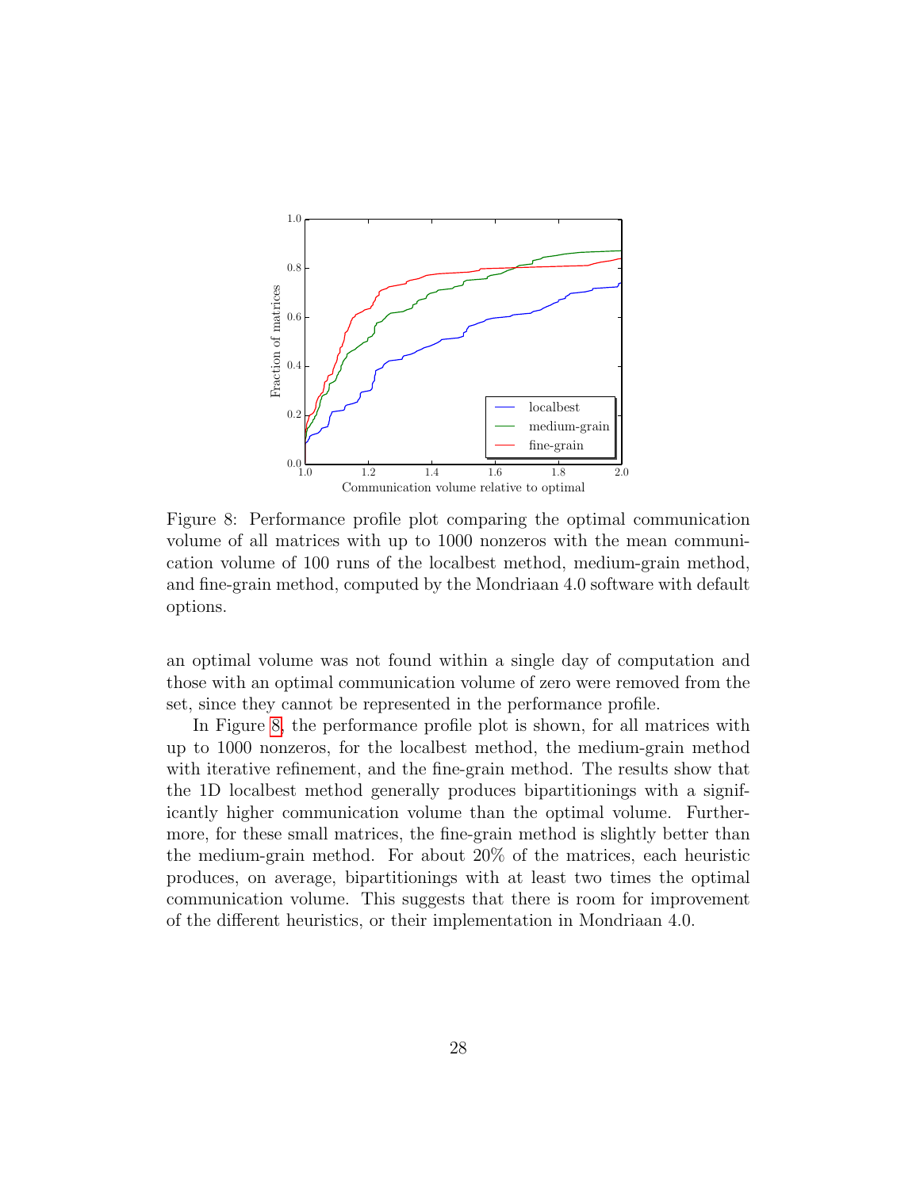Figure 8: Performance profile plot comparing the optimal communication volume of all matrices with up to 1000 nonzeros with the mean communication volume of 100 runs of the localbest method, medium-grain method, and fine-grain method, computed by the Mondriaan 4.0 software with default options.

an optimal volume was not found within a single day of computation and those with an optimal communication volume of zero were removed from the set, since they cannot be represented in the performance profile.

In Figure 8, the performance profile plot is shown, for all matrices with up to 1000 nonzeros, for the localbest method, the medium-grain method with iterative refinement, and the fine-grain method. The results show that the 1D localbest method generally produces bipartitionings with a significantly higher communication volume than the optimal volume. Furthermore, for these small matrices, the fine-grain method is slightly better than the medium-grain method. For about 20% of the matrices, each heuristic produces, on average, bipartitionings with at least two times the optimal communication volume. This suggests that there is room for improvement of the different heuristics, or their implementation in Mondriaan 4.0.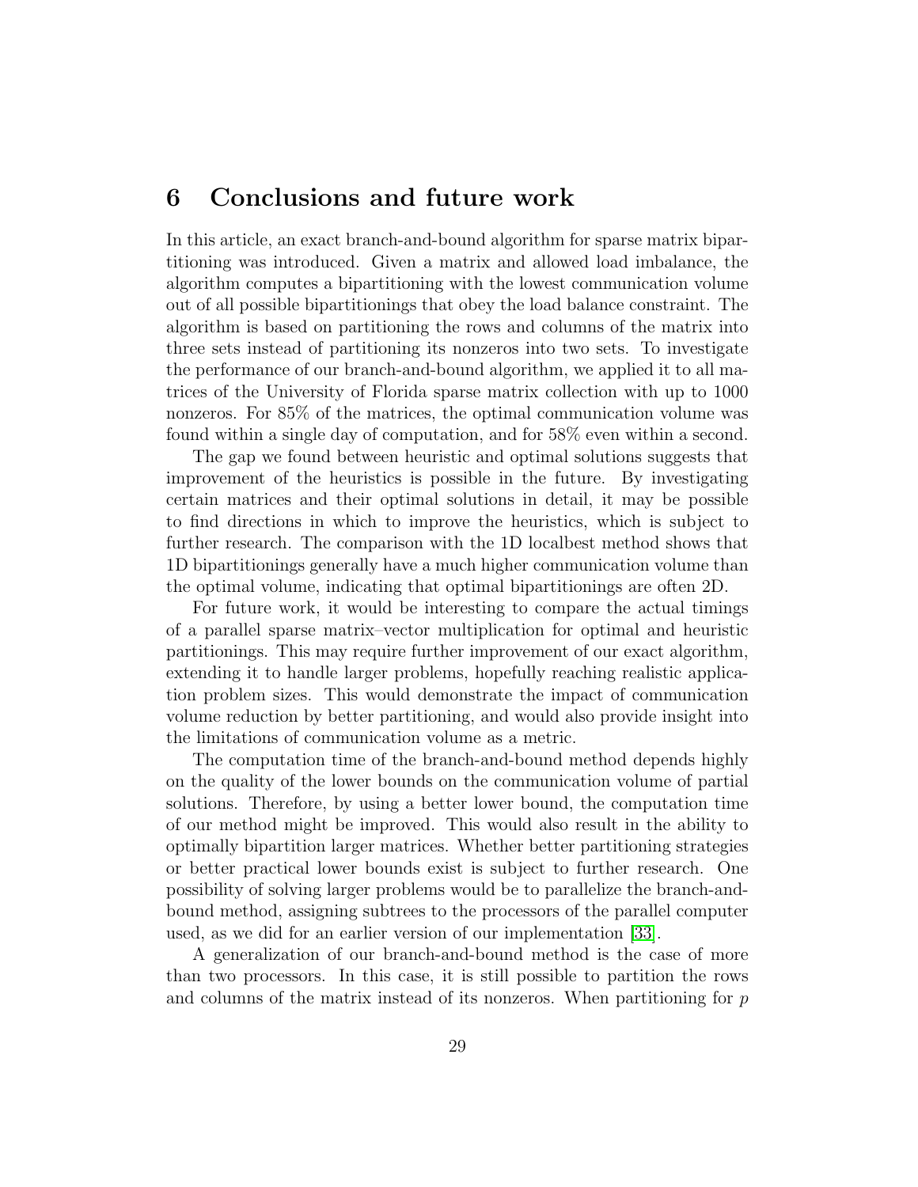## 6 Conclusions and future work

In this article, an exact branch-and-bound algorithm for sparse matrix bipartitioning was introduced. Given a matrix and allowed load imbalance, the algorithm computes a bipartitioning with the lowest communication volume out of all possible bipartitionings that obey the load balance constraint. The algorithm is based on partitioning the rows and columns of the matrix into three sets instead of partitioning its nonzeros into two sets. To investigate the performance of our branch-and-bound algorithm, we applied it to all matrices of the University of Florida sparse matrix collection with up to 1000 nonzeros. For 85% of the matrices, the optimal communication volume was found within a single day of computation, and for 58% even within a second.

The gap we found between heuristic and optimal solutions suggests that improvement of the heuristics is possible in the future. By investigating certain matrices and their optimal solutions in detail, it may be possible to find directions in which to improve the heuristics, which is subject to further research. The comparison with the 1D localbest method shows that 1D bipartitionings generally have a much higher communication volume than the optimal volume, indicating that optimal bipartitionings are often 2D.

For future work, it would be interesting to compare the actual timings of a parallel sparse matrix–vector multiplication for optimal and heuristic partitionings. This may require further improvement of our exact algorithm, extending it to handle larger problems, hopefully reaching realistic application problem sizes. This would demonstrate the impact of communication volume reduction by better partitioning, and would also provide insight into the limitations of communication volume as a metric.

The computation time of the branch-and-bound method depends highly on the quality of the lower bounds on the communication volume of partial solutions. Therefore, by using a better lower bound, the computation time of our method might be improved. This would also result in the ability to optimally bipartition larger matrices. Whether better partitioning strategies or better practical lower bounds exist is subject to further research. One possibility of solving larger problems would be to parallelize the branch-and-bound method, assigning subtrees to the processors of the parallel computer used, as we did for an earlier version of our implementation [33].

A generalization of our branch-and-bound method is the case of more than two processors. In this case, it is still possible to partition the rows and columns of the matrix instead of its nonzeros. When partitioning for $p$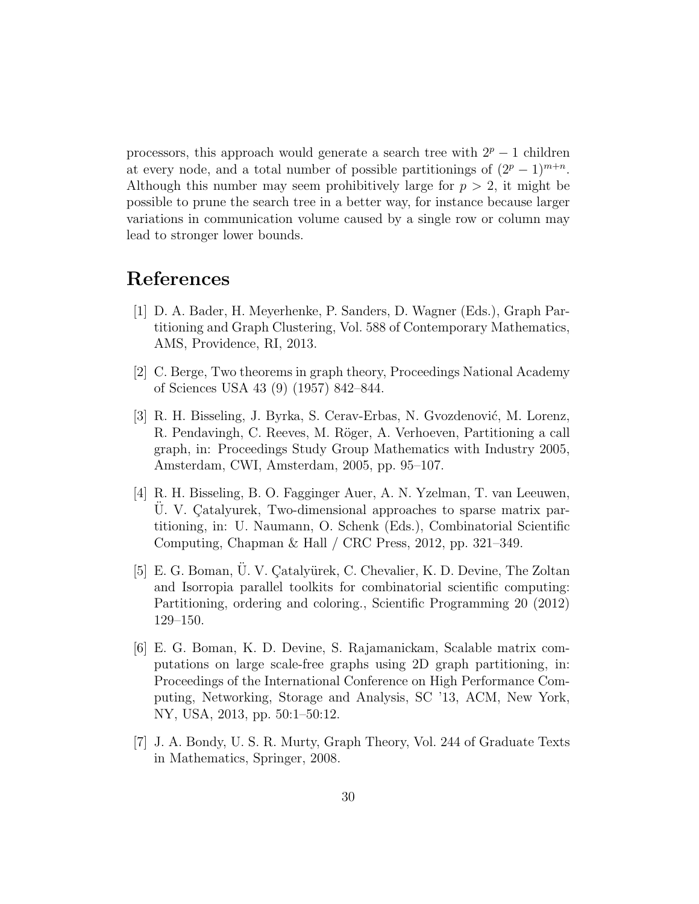processors, this approach would generate a search tree with $2^p - 1$ children at every node, and a total number of possible partitionings of $(2^p - 1)^{m+n}$. Although this number may seem prohibitively large for $p > 2$, it might be possible to prune the search tree in a better way, for instance because larger variations in communication volume caused by a single row or column may lead to stronger lower bounds.

# References

[1] D. A. Bader, H. Meyerhenke, P. Sanders, D. Wagner (Eds.), Graph Partitioning and Graph Clustering, Vol. 588 of Contemporary Mathematics, AMS, Providence, RI, 2013.

[2] C. Berge, Two theorems in graph theory, Proceedings National Academy of Sciences USA 43 (9) (1957) 842–844.

[3] R. H. Bisseling, J. Byrka, S. Cerav-Erbas, N. Gvozdenović, M. Lorenz, R. Pendavingh, C. Reeves, M. Röger, A. Verhoeven, Partitioning a call graph, in: Proceedings Study Group Mathematics with Industry 2005, Amsterdam, CWI, Amsterdam, 2005, pp. 95–107.

[4] R. H. Bisseling, B. O. Fagginger Auer, A. N. Yzelman, T. van Leeuwen, Ü. V. Çatalyurek, Two-dimensional approaches to sparse matrix partitioning, in: U. Naumann, O. Schenk (Eds.), Combinatorial Scientific Computing, Chapman & Hall / CRC Press, 2012, pp. 321–349.

[5] E. G. Boman, Ü. V. Çatalyürek, C. Chevalier, K. D. Devine, The Zoltan and Isorropia parallel toolkits for combinatorial scientific computing: Partitioning, ordering and coloring., Scientific Programming 20 (2012) 129–150.

[6] E. G. Boman, K. D. Devine, S. Rajamanickam, Scalable matrix computations on large scale-free graphs using 2D graph partitioning, in: Proceedings of the International Conference on High Performance Computing, Networking, Storage and Analysis, SC '13, ACM, New York, NY, USA, 2013, pp. 50:1–50:12.

[7] J. A. Bondy, U. S. R. Murty, Graph Theory, Vol. 244 of Graduate Texts in Mathematics, Springer, 2008.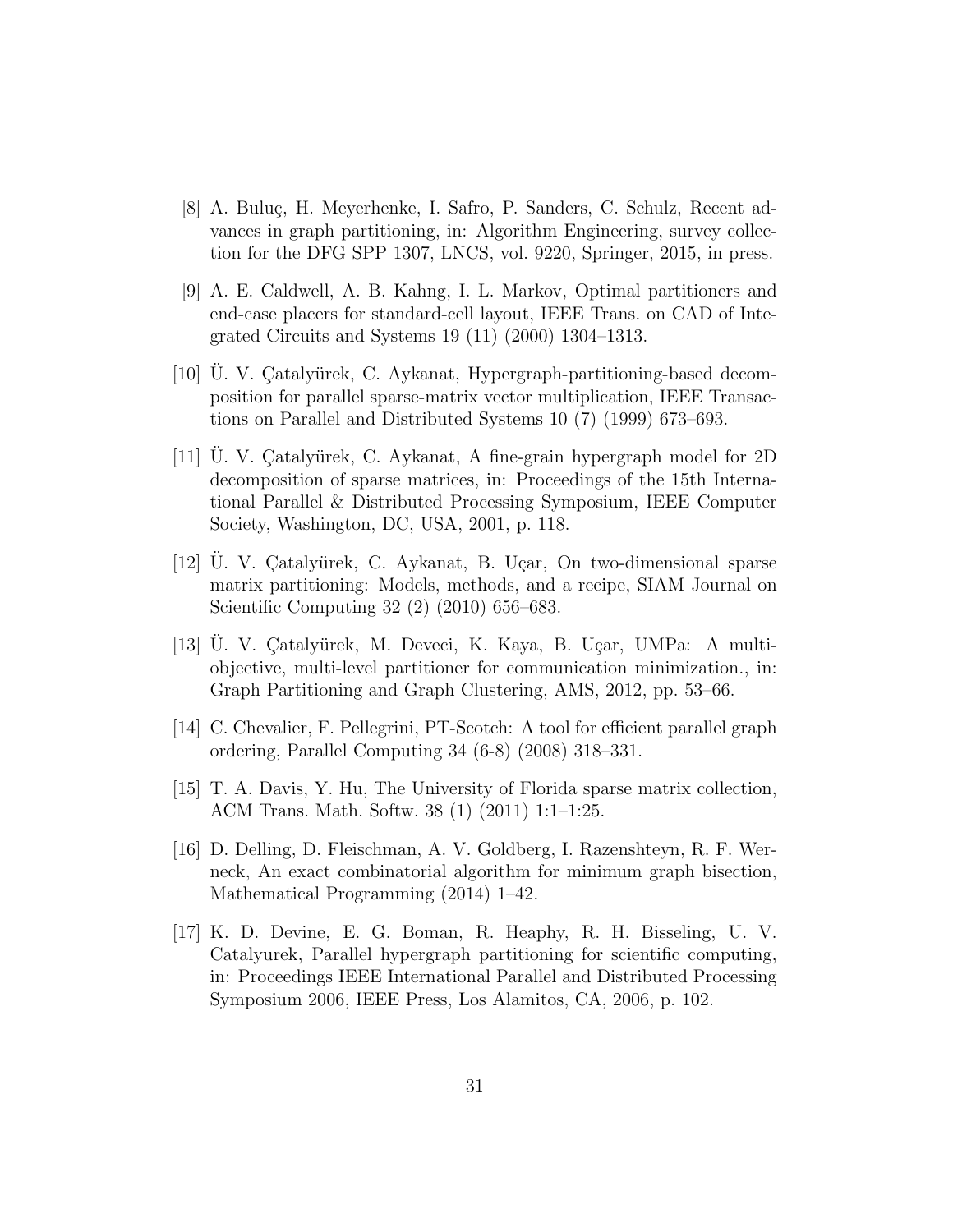[8] A. Buluç, H. Meyerhenke, I. Safro, P. Sanders, C. Schulz, Recent advances in graph partitioning, in: Algorithm Engineering, survey collection for the DFG SPP 1307, LNCS, vol. 9220, Springer, 2015, in press.

[9] A. E. Caldwell, A. B. Kahng, I. L. Markov, Optimal partitioners and end-case placers for standard-cell layout, IEEE Trans. on CAD of Integrated Circuits and Systems 19 (11) (2000) 1304–1313.

[10] Ü. V. Çatalyürek, C. Aykanat, Hypergraph-partitioning-based decomposition for parallel sparse-matrix vector multiplication, IEEE Transactions on Parallel and Distributed Systems 10 (7) (1999) 673–693.

[11] Ü. V. Çatalyürek, C. Aykanat, A fine-grain hypergraph model for 2D decomposition of sparse matrices, in: Proceedings of the 15th International Parallel & Distributed Processing Symposium, IEEE Computer Society, Washington, DC, USA, 2001, p. 118.

[12] Ü. V. Çatalyürek, C. Aykanat, B. Uçar, On two-dimensional sparse matrix partitioning: Models, methods, and a recipe, SIAM Journal on Scientific Computing 32 (2) (2010) 656–683.

[13] Ü. V. Çatalyürek, M. Deveci, K. Kaya, B. Uçar, UMPa: A multi-objective, multi-level partitioner for communication minimization., in: Graph Partitioning and Graph Clustering, AMS, 2012, pp. 53–66.

[14] C. Chevalier, F. Pellegrini, PT-Scotch: A tool for efficient parallel graph ordering, Parallel Computing 34 (6-8) (2008) 318–331.

[15] T. A. Davis, Y. Hu, The University of Florida sparse matrix collection, ACM Trans. Math. Softw. 38 (1) (2011) 1:1–1:25.

[16] D. Delling, D. Fleischman, A. V. Goldberg, I. Razenshteyn, R. F. Werneck, An exact combinatorial algorithm for minimum graph bisection, Mathematical Programming (2014) 1–42.

[17] K. D. Devine, E. G. Boman, R. Heaphy, R. H. Bisseling, U. V. Catalyurek, Parallel hypergraph partitioning for scientific computing, in: Proceedings IEEE International Parallel and Distributed Processing Symposium 2006, IEEE Press, Los Alamitos, CA, 2006, p. 102.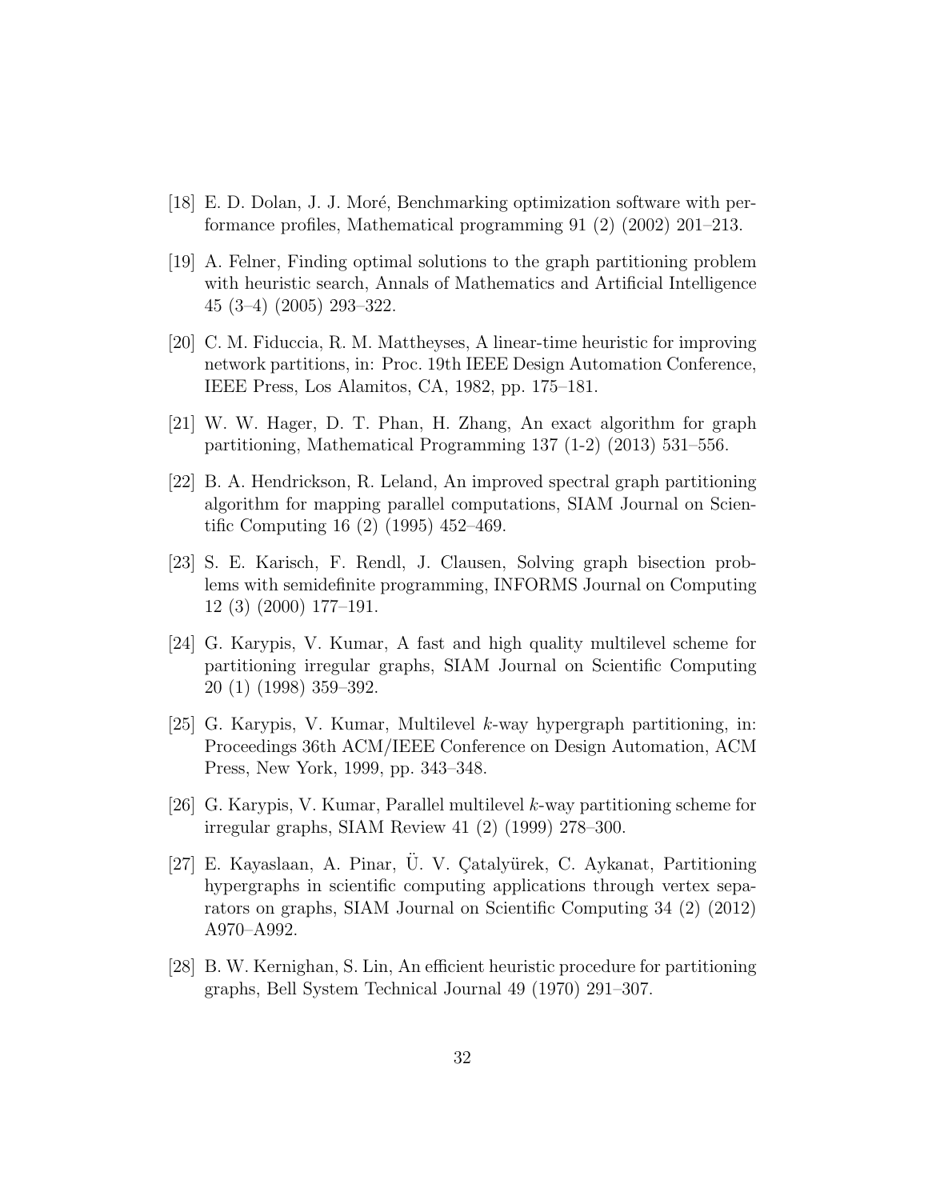[18] E. D. Dolan, J. J. Moré, Benchmarking optimization software with performance profiles, Mathematical programming 91 (2) (2002) 201–213.

[19] A. Felner, Finding optimal solutions to the graph partitioning problem with heuristic search, Annals of Mathematics and Artificial Intelligence 45 (3–4) (2005) 293–322.

[20] C. M. Fiduccia, R. M. Mattheyses, A linear-time heuristic for improving network partitions, in: Proc. 19th IEEE Design Automation Conference, IEEE Press, Los Alamitos, CA, 1982, pp. 175–181.

[21] W. W. Hager, D. T. Phan, H. Zhang, An exact algorithm for graph partitioning, Mathematical Programming 137 (1-2) (2013) 531–556.

[22] B. A. Hendrickson, R. Leland, An improved spectral graph partitioning algorithm for mapping parallel computations, SIAM Journal on Scientific Computing 16 (2) (1995) 452–469.

[23] S. E. Karisch, F. Rendl, J. Clausen, Solving graph bisection problems with semidefinite programming, INFORMS Journal on Computing 12 (3) (2000) 177–191.

[24] G. Karypis, V. Kumar, A fast and high quality multilevel scheme for partitioning irregular graphs, SIAM Journal on Scientific Computing 20 (1) (1998) 359–392.

[25] G. Karypis, V. Kumar, Multilevel $k$-way hypergraph partitioning, in: Proceedings 36th ACM/IEEE Conference on Design Automation, ACM Press, New York, 1999, pp. 343–348.

[26] G. Karypis, V. Kumar, Parallel multilevel $k$-way partitioning scheme for irregular graphs, SIAM Review 41 (2) (1999) 278–300.

[27] E. Kayaslaan, A. Pinar, Ü. V. Çatalyürek, C. Aykanat, Partitioning hypergraphs in scientific computing applications through vertex separators on graphs, SIAM Journal on Scientific Computing 34 (2) (2012) A970–A992.

[28] B. W. Kernighan, S. Lin, An efficient heuristic procedure for partitioning graphs, Bell System Technical Journal 49 (1970) 291–307.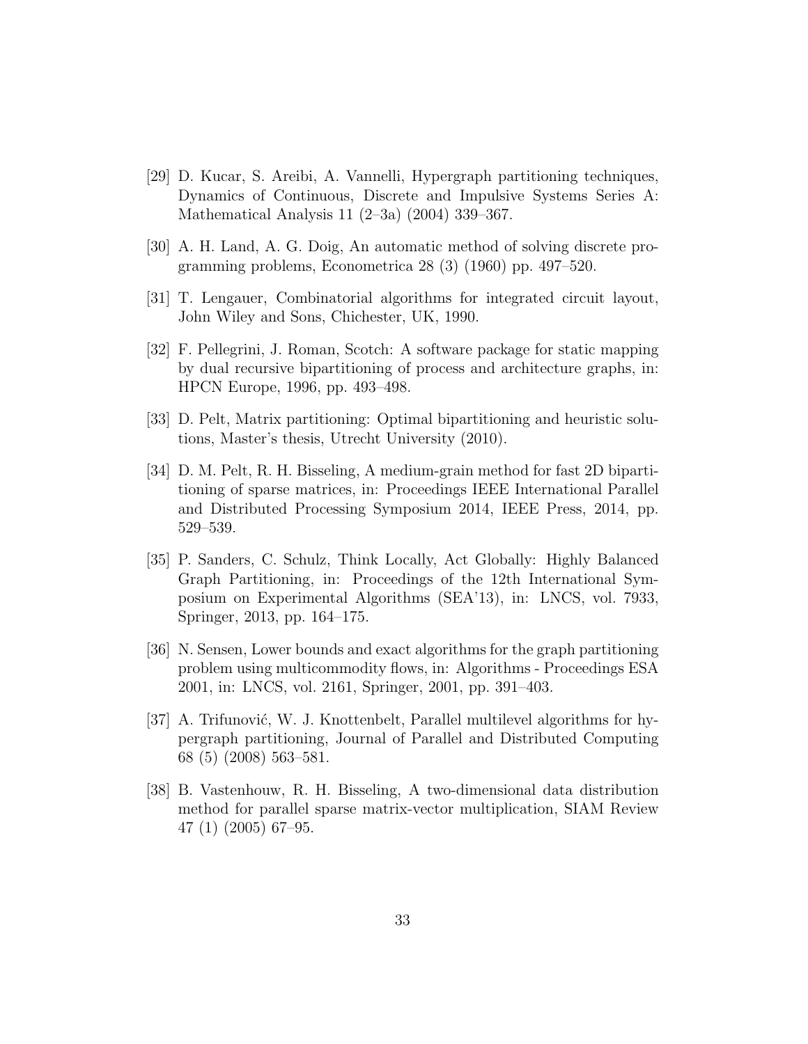[29] D. Kucar, S. Areibi, A. Vannelli, Hypergraph partitioning techniques, Dynamics of Continuous, Discrete and Impulsive Systems Series A: Mathematical Analysis 11 (2–3a) (2004) 339–367.

[30] A. H. Land, A. G. Doig, An automatic method of solving discrete programming problems, Econometrica 28 (3) (1960) pp. 497–520.

[31] T. Lengauer, Combinatorial algorithms for integrated circuit layout, John Wiley and Sons, Chichester, UK, 1990.

[32] F. Pellegrini, J. Roman, Scotch: A software package for static mapping by dual recursive bipartitioning of process and architecture graphs, in: HPCN Europe, 1996, pp. 493–498.

[33] D. Pelt, Matrix partitioning: Optimal bipartitioning and heuristic solutions, Master's thesis, Utrecht University (2010).

[34] D. M. Pelt, R. H. Bisseling, A medium-grain method for fast 2D bipartitioning of sparse matrices, in: Proceedings IEEE International Parallel and Distributed Processing Symposium 2014, IEEE Press, 2014, pp. 529–539.

[35] P. Sanders, C. Schulz, Think Locally, Act Globally: Highly Balanced Graph Partitioning, in: Proceedings of the 12th International Symposium on Experimental Algorithms (SEA'13), in: LNCS, vol. 7933, Springer, 2013, pp. 164–175.

[36] N. Sensen, Lower bounds and exact algorithms for the graph partitioning problem using multicommodity flows, in: Algorithms - Proceedings ESA 2001, in: LNCS, vol. 2161, Springer, 2001, pp. 391–403.

[37] A. Trifunović, W. J. Knottenbelt, Parallel multilevel algorithms for hypergraph partitioning, Journal of Parallel and Distributed Computing 68 (5) (2008) 563–581.

[38] B. Vastenhouw, R. H. Bisseling, A two-dimensional data distribution method for parallel sparse matrix-vector multiplication, SIAM Review 47 (1) (2005) 67–95.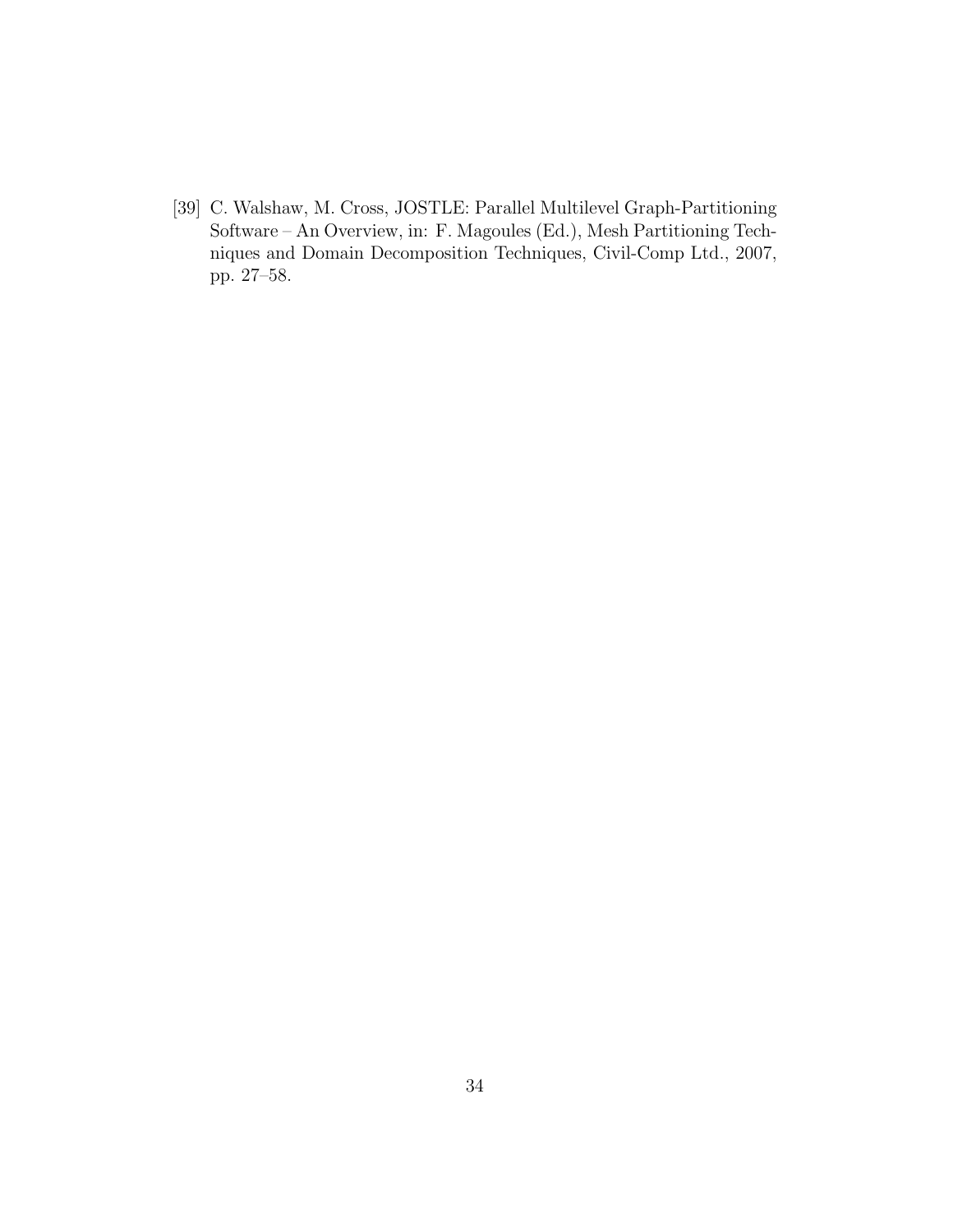[39] C. Walshaw, M. Cross, JOSTLE: Parallel Multilevel Graph-Partitioning Software – An Overview, in: F. Magoules (Ed.), Mesh Partitioning Techniques and Domain Decomposition Techniques, Civil-Comp Ltd., 2007, pp. 27–58.